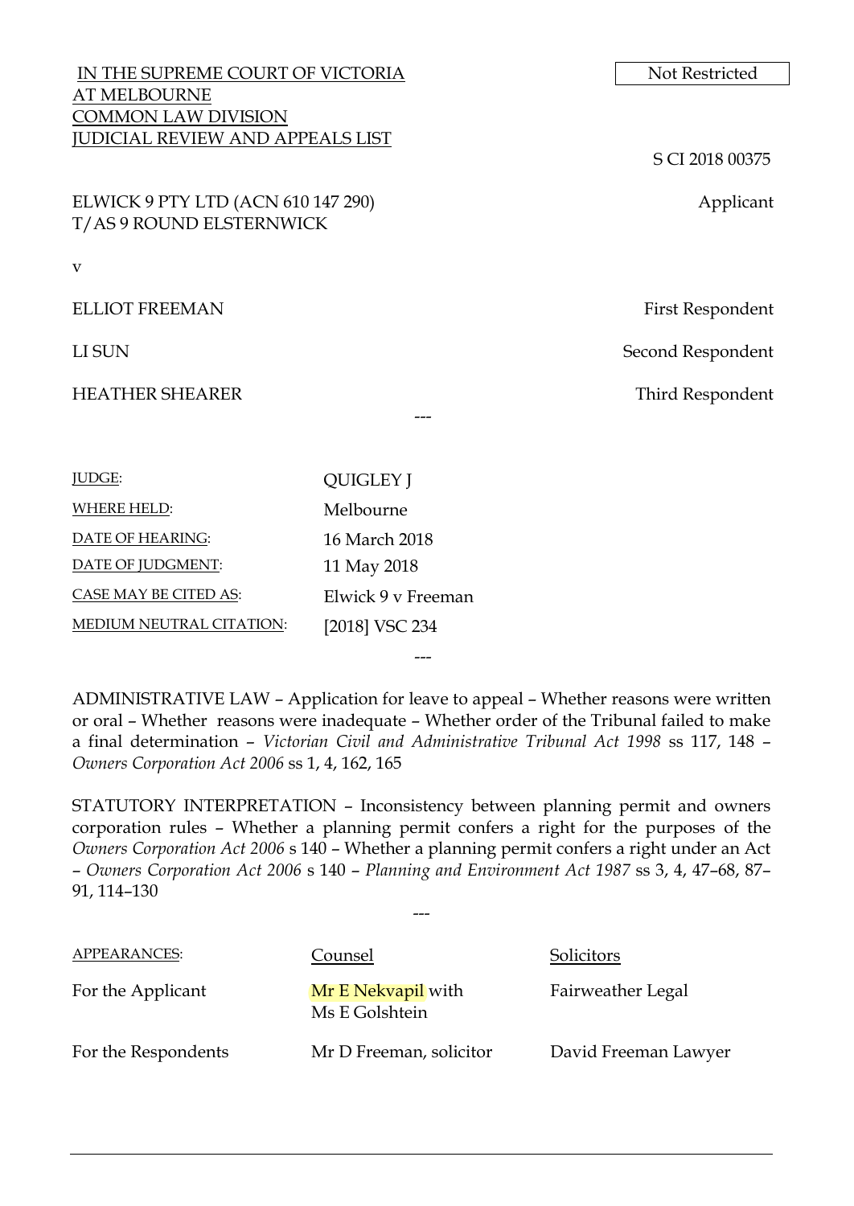IN THE SUPREME COURT OF VICTORIA
AT MELBOURNE
COMMON LAW DIVISION
JUDICIAL REVIEW AND APPEALS LIST

Not Restricted

S CI 2018 00375

| | |
|---|---|
| ELWICK 9 PTY LTD (ACN 610 147 290) T/AS 9 ROUND ELSTERNWICK | Applicant |
| v | |
| ELLIOT FREEMAN | First Respondent |
| LI SUN | Second Respondent |
| HEATHER SHEARER | Third Respondent |

---

| | |
|---|---|
| JUDGE: | QUIGLEY J |
| WHERE HELD: | Melbourne |
| DATE OF HEARING: | 16 March 2018 |
| DATE OF JUDGMENT: | 11 May 2018 |
| CASE MAY BE CITED AS: | Elwick 9 v Freeman |
| MEDIUM NEUTRAL CITATION: | [2018] VSC 234 |

---

ADMINISTRATIVE LAW – Application for leave to appeal – Whether reasons were written or oral – Whether reasons were inadequate – Whether order of the Tribunal failed to make a final determination – *Victorian Civil and Administrative Tribunal Act 1998* ss 117, 148 – *Owners Corporation Act 2006* ss 1, 4, 162, 165

STATUTORY INTERPRETATION – Inconsistency between planning permit and owners corporation rules – Whether a planning permit confers a right for the purposes of the *Owners Corporation Act 2006* s 140 – Whether a planning permit confers a right under an Act – *Owners Corporation Act 2006* s 140 – *Planning and Environment Act 1987* ss 3, 4, 47–68, 87–91, 114–130

---

| APPEARANCES: | Counsel | Solicitors |
|---|---|---|
| For the Applicant | Mr E Nekvapil with Ms E Golshtein | Fairweather Legal |
| For the Respondents | Mr D Freeman, solicitor | David Freeman Lawyer |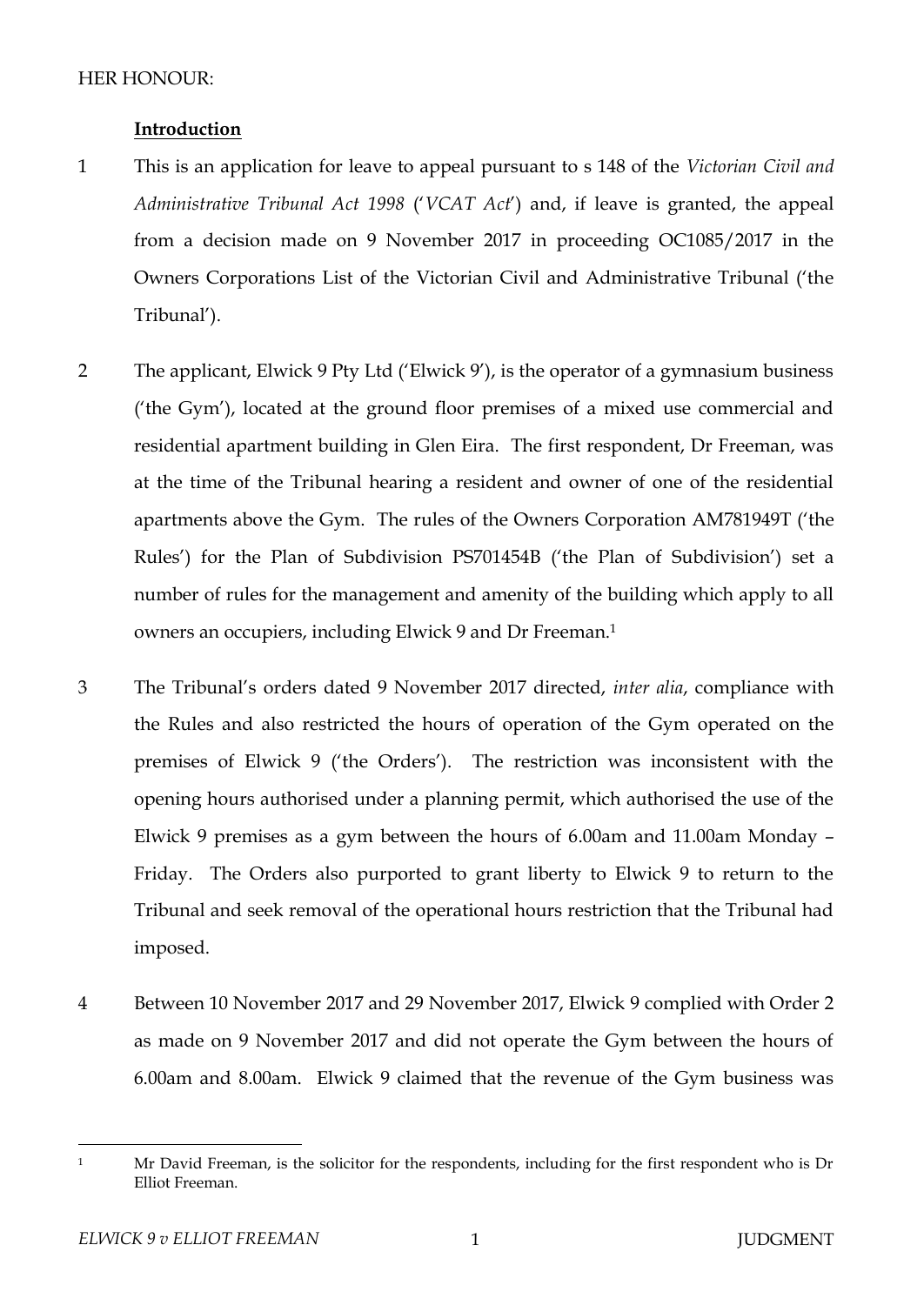HER HONOUR:

**Introduction**

1 This is an application for leave to appeal pursuant to s 148 of the *Victorian Civil and Administrative Tribunal Act 1998* ('*VCAT Act*') and, if leave is granted, the appeal from a decision made on 9 November 2017 in proceeding OC1085/2017 in the Owners Corporations List of the Victorian Civil and Administrative Tribunal ('the Tribunal').

2 The applicant, Elwick 9 Pty Ltd ('Elwick 9'), is the operator of a gymnasium business ('the Gym'), located at the ground floor premises of a mixed use commercial and residential apartment building in Glen Eira. The first respondent, Dr Freeman, was at the time of the Tribunal hearing a resident and owner of one of the residential apartments above the Gym. The rules of the Owners Corporation AM781949T ('the Rules') for the Plan of Subdivision PS701454B ('the Plan of Subdivision') set a number of rules for the management and amenity of the building which apply to all owners an occupiers, including Elwick 9 and Dr Freeman.[1]

3 The Tribunal's orders dated 9 November 2017 directed, *inter alia*, compliance with the Rules and also restricted the hours of operation of the Gym operated on the premises of Elwick 9 ('the Orders'). The restriction was inconsistent with the opening hours authorised under a planning permit, which authorised the use of the Elwick 9 premises as a gym between the hours of 6.00am and 11.00am Monday – Friday. The Orders also purported to grant liberty to Elwick 9 to return to the Tribunal and seek removal of the operational hours restriction that the Tribunal had imposed.

4 Between 10 November 2017 and 29 November 2017, Elwick 9 complied with Order 2 as made on 9 November 2017 and did not operate the Gym between the hours of 6.00am and 8.00am. Elwick 9 claimed that the revenue of the Gym business was

---

[1] Mr David Freeman, is the solicitor for the respondents, including for the first respondent who is Dr Elliot Freeman.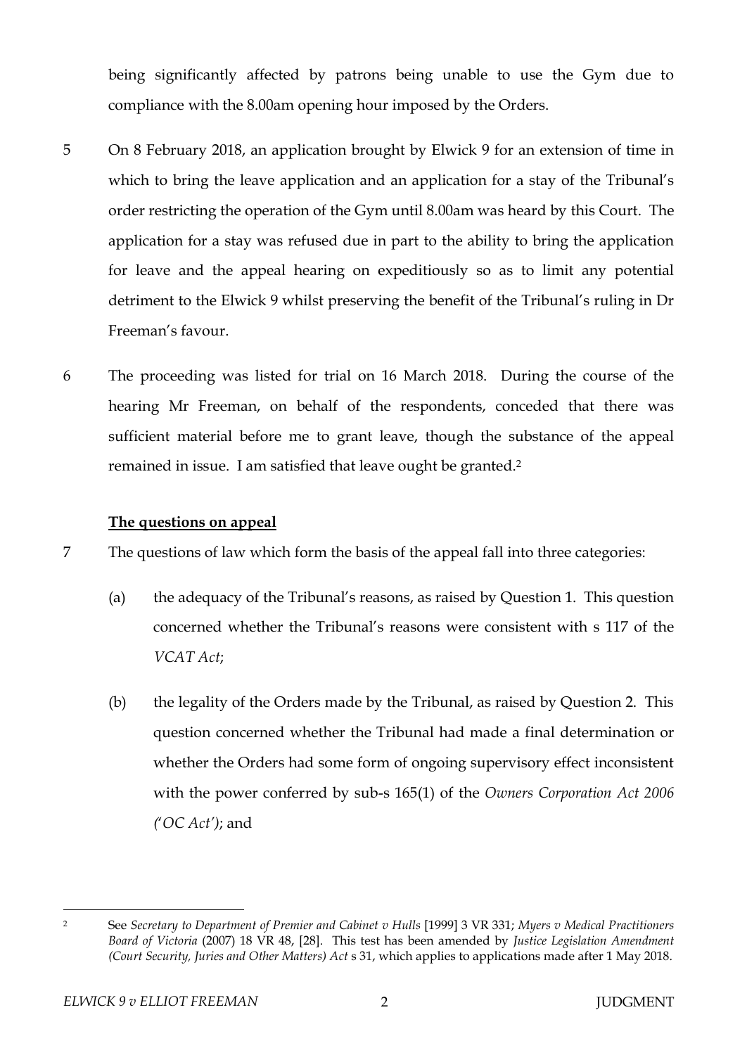being significantly affected by patrons being unable to use the Gym due to compliance with the 8.00am opening hour imposed by the Orders.

5 On 8 February 2018, an application brought by Elwick 9 for an extension of time in which to bring the leave application and an application for a stay of the Tribunal's order restricting the operation of the Gym until 8.00am was heard by this Court. The application for a stay was refused due in part to the ability to bring the application for leave and the appeal hearing on expeditiously so as to limit any potential detriment to the Elwick 9 whilst preserving the benefit of the Tribunal's ruling in Dr Freeman's favour.

6 The proceeding was listed for trial on 16 March 2018. During the course of the hearing Mr Freeman, on behalf of the respondents, conceded that there was sufficient material before me to grant leave, though the substance of the appeal remained in issue. I am satisfied that leave ought be granted.[2]

**The questions on appeal**

7 The questions of law which form the basis of the appeal fall into three categories:

(a) the adequacy of the Tribunal's reasons, as raised by Question 1. This question concerned whether the Tribunal's reasons were consistent with s 117 of the *VCAT Act*;

(b) the legality of the Orders made by the Tribunal, as raised by Question 2. This question concerned whether the Tribunal had made a final determination or whether the Orders had some form of ongoing supervisory effect inconsistent with the power conferred by sub-s 165(1) of the *Owners Corporation Act 2006 ('OC Act')*; and

---

[2] See *Secretary to Department of Premier and Cabinet v Hulls* [1999] 3 VR 331; *Myers v Medical Practitioners Board of Victoria* (2007) 18 VR 48, [28]. This test has been amended by *Justice Legislation Amendment (Court Security, Juries and Other Matters) Act* s 31, which applies to applications made after 1 May 2018.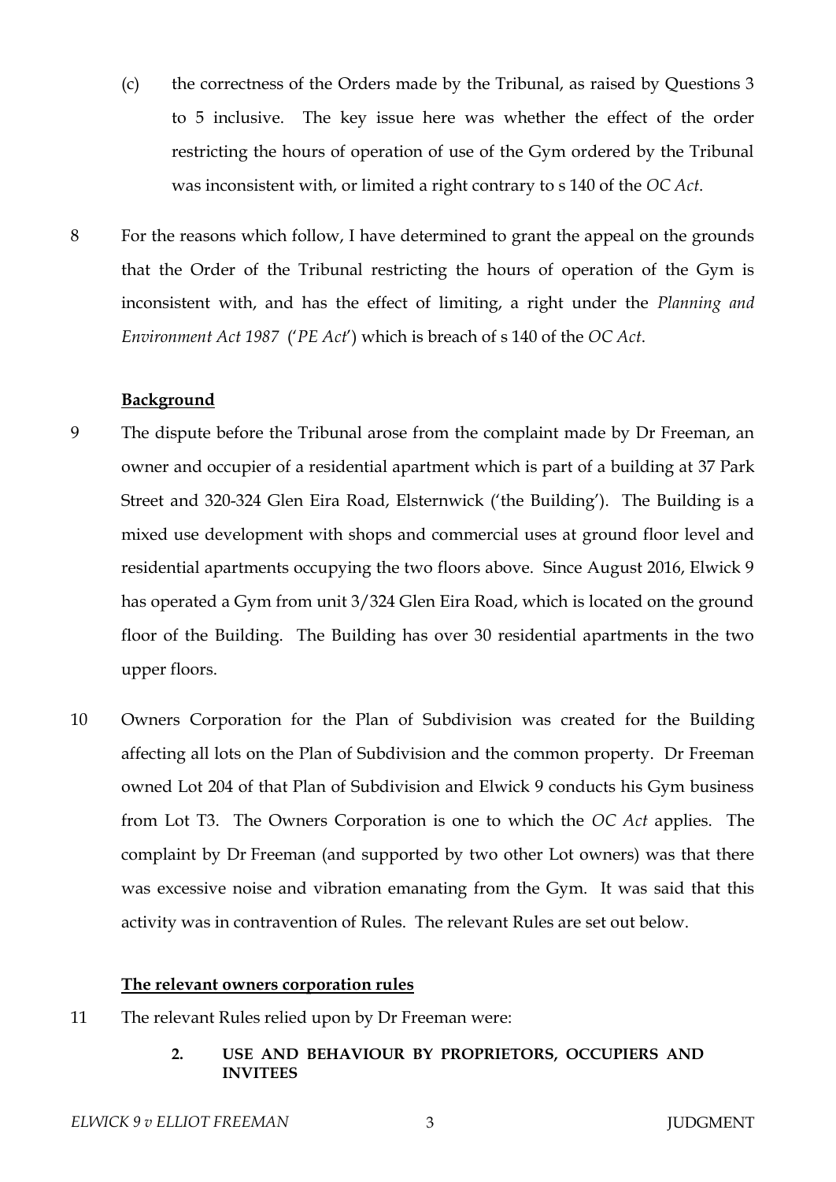(c) the correctness of the Orders made by the Tribunal, as raised by Questions 3 to 5 inclusive. The key issue here was whether the effect of the order restricting the hours of operation of use of the Gym ordered by the Tribunal was inconsistent with, or limited a right contrary to s 140 of the *OC Act*.

8 For the reasons which follow, I have determined to grant the appeal on the grounds that the Order of the Tribunal restricting the hours of operation of the Gym is inconsistent with, and has the effect of limiting, a right under the *Planning and Environment Act 1987* ('*PE Act*') which is breach of s 140 of the *OC Act*.

**Background**

9 The dispute before the Tribunal arose from the complaint made by Dr Freeman, an owner and occupier of a residential apartment which is part of a building at 37 Park Street and 320-324 Glen Eira Road, Elsternwick ('the Building'). The Building is a mixed use development with shops and commercial uses at ground floor level and residential apartments occupying the two floors above. Since August 2016, Elwick 9 has operated a Gym from unit 3/324 Glen Eira Road, which is located on the ground floor of the Building. The Building has over 30 residential apartments in the two upper floors.

10 Owners Corporation for the Plan of Subdivision was created for the Building affecting all lots on the Plan of Subdivision and the common property. Dr Freeman owned Lot 204 of that Plan of Subdivision and Elwick 9 conducts his Gym business from Lot T3. The Owners Corporation is one to which the *OC Act* applies. The complaint by Dr Freeman (and supported by two other Lot owners) was that there was excessive noise and vibration emanating from the Gym. It was said that this activity was in contravention of Rules. The relevant Rules are set out below.

**The relevant owners corporation rules**

11 The relevant Rules relied upon by Dr Freeman were:

> **2. USE AND BEHAVIOUR BY PROPRIETORS, OCCUPIERS AND INVITEES**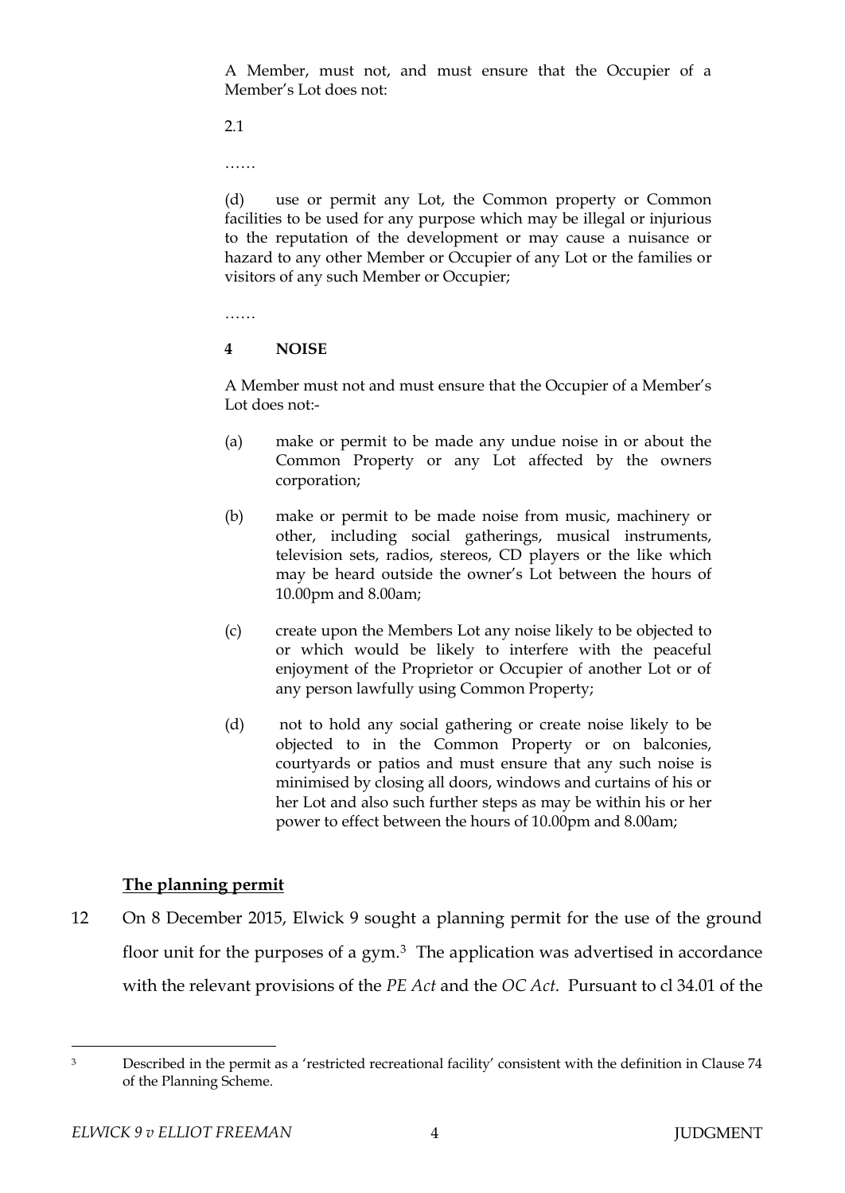A Member, must not, and must ensure that the Occupier of a Member's Lot does not:

2.1

……

(d) use or permit any Lot, the Common property or Common facilities to be used for any purpose which may be illegal or injurious to the reputation of the development or may cause a nuisance or hazard to any other Member or Occupier of any Lot or the families or visitors of any such Member or Occupier;

……

**4 NOISE**

A Member must not and must ensure that the Occupier of a Member's Lot does not:-

(a) make or permit to be made any undue noise in or about the Common Property or any Lot affected by the owners corporation;

(b) make or permit to be made noise from music, machinery or other, including social gatherings, musical instruments, television sets, radios, stereos, CD players or the like which may be heard outside the owner's Lot between the hours of 10.00pm and 8.00am;

(c) create upon the Members Lot any noise likely to be objected to or which would be likely to interfere with the peaceful enjoyment of the Proprietor or Occupier of another Lot or of any person lawfully using Common Property;

(d) not to hold any social gathering or create noise likely to be objected to in the Common Property or on balconies, courtyards or patios and must ensure that any such noise is minimised by closing all doors, windows and curtains of his or her Lot and also such further steps as may be within his or her power to effect between the hours of 10.00pm and 8.00am;

**<u>The planning permit</u>**

12 On 8 December 2015, Elwick 9 sought a planning permit for the use of the ground floor unit for the purposes of a gym.[3] The application was advertised in accordance with the relevant provisions of the *PE Act* and the *OC Act*. Pursuant to cl 34.01 of the

[3] Described in the permit as a 'restricted recreational facility' consistent with the definition in Clause 74 of the Planning Scheme.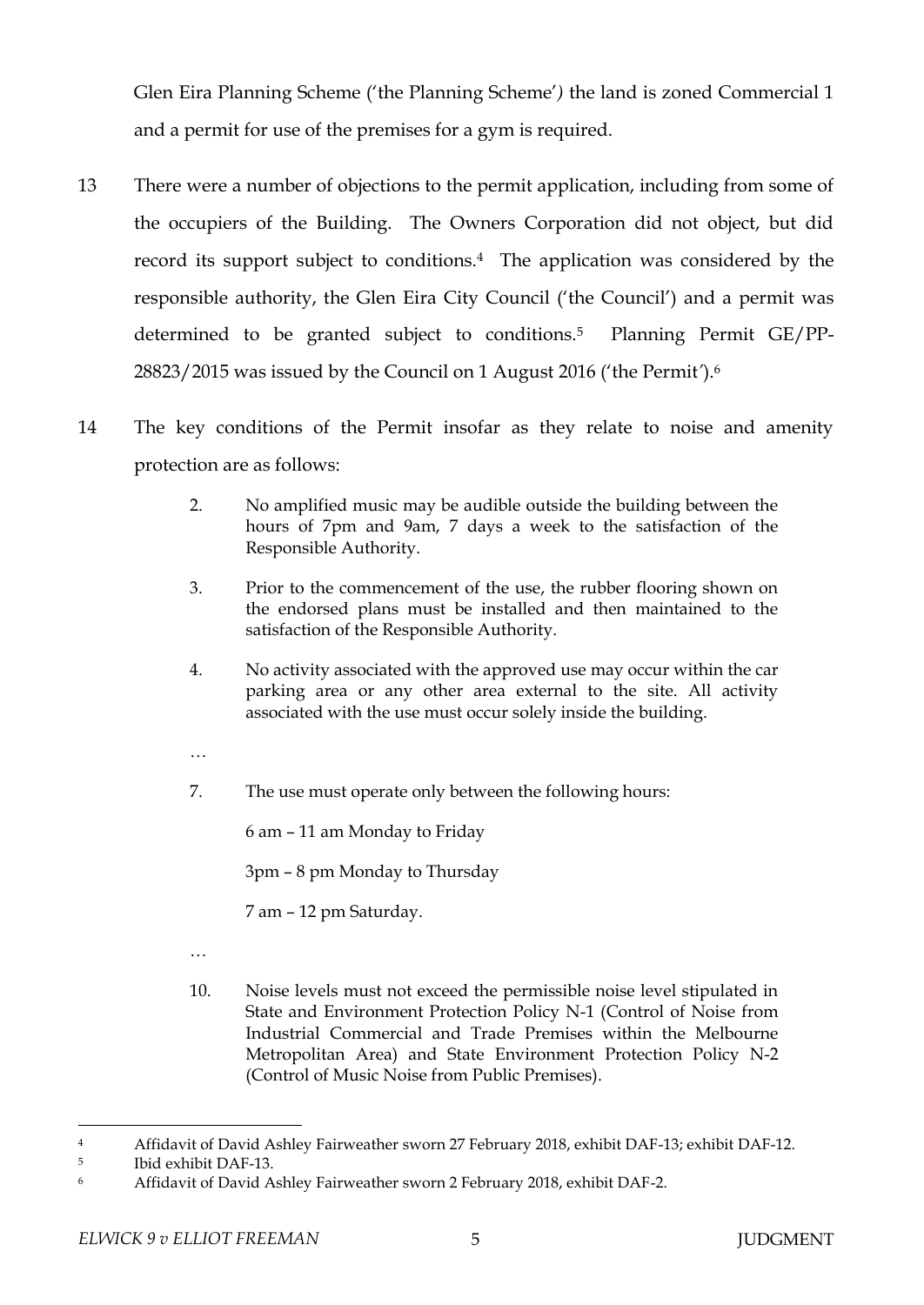Glen Eira Planning Scheme ('the Planning Scheme') the land is zoned Commercial 1 and a permit for use of the premises for a gym is required.

13 There were a number of objections to the permit application, including from some of the occupiers of the Building. The Owners Corporation did not object, but did record its support subject to conditions.[4] The application was considered by the responsible authority, the Glen Eira City Council ('the Council') and a permit was determined to be granted subject to conditions.[5] Planning Permit GE/PP-28823/2015 was issued by the Council on 1 August 2016 ('the Permit').[6]

14 The key conditions of the Permit insofar as they relate to noise and amenity protection are as follows:

> 2. No amplified music may be audible outside the building between the hours of 7pm and 9am, 7 days a week to the satisfaction of the Responsible Authority.
>
> 3. Prior to the commencement of the use, the rubber flooring shown on the endorsed plans must be installed and then maintained to the satisfaction of the Responsible Authority.
>
> 4. No activity associated with the approved use may occur within the car parking area or any other area external to the site. All activity associated with the use must occur solely inside the building.
>
> …
>
> 7. The use must operate only between the following hours:
>
> 6 am – 11 am Monday to Friday
>
> 3pm – 8 pm Monday to Thursday
>
> 7 am – 12 pm Saturday.
>
> …
>
> 10. Noise levels must not exceed the permissible noise level stipulated in State and Environment Protection Policy N-1 (Control of Noise from Industrial Commercial and Trade Premises within the Melbourne Metropolitan Area) and State Environment Protection Policy N-2 (Control of Music Noise from Public Premises).

---

[4] Affidavit of David Ashley Fairweather sworn 27 February 2018, exhibit DAF-13; exhibit DAF-12.

[5] Ibid exhibit DAF-13.

[6] Affidavit of David Ashley Fairweather sworn 2 February 2018, exhibit DAF-2.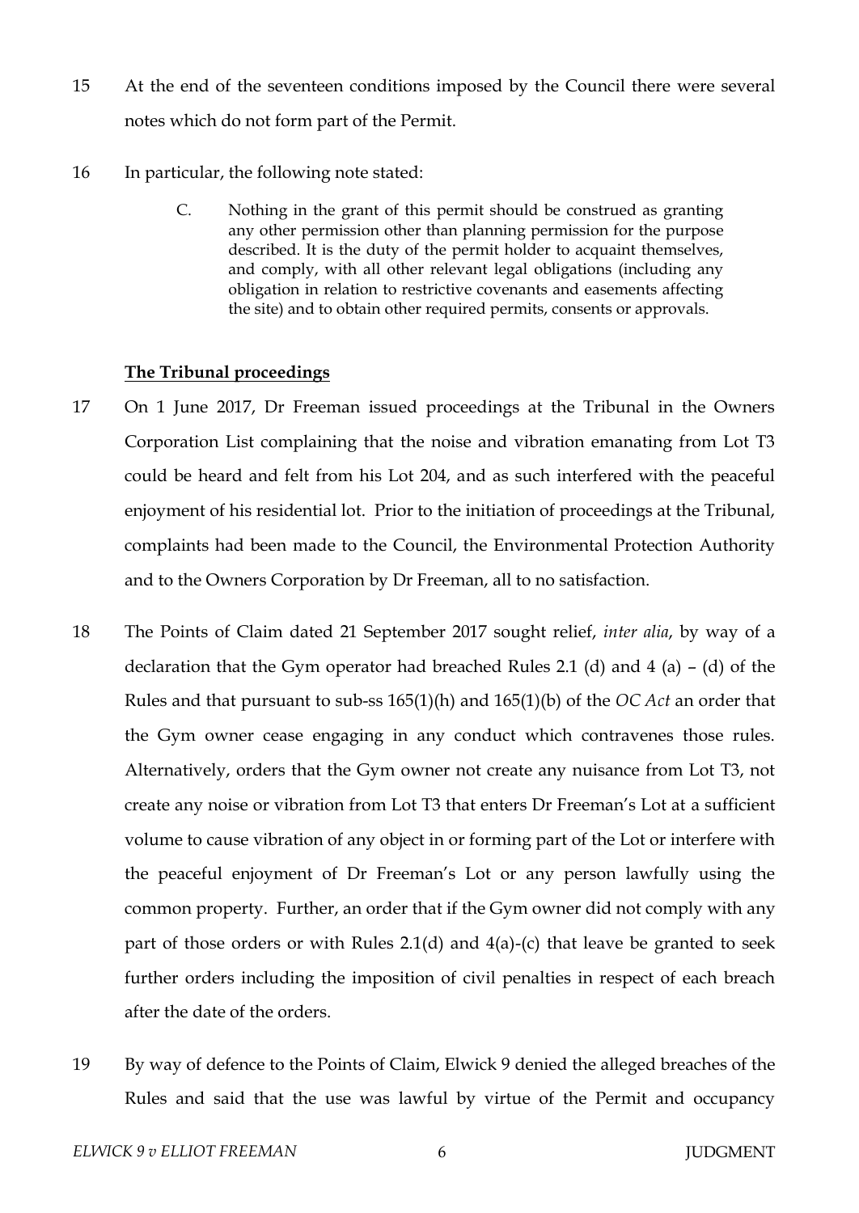15 At the end of the seventeen conditions imposed by the Council there were several notes which do not form part of the Permit.

16 In particular, the following note stated:

> C. Nothing in the grant of this permit should be construed as granting any other permission other than planning permission for the purpose described. It is the duty of the permit holder to acquaint themselves, and comply, with all other relevant legal obligations (including any obligation in relation to restrictive covenants and easements affecting the site) and to obtain other required permits, consents or approvals.

**The Tribunal proceedings**

17 On 1 June 2017, Dr Freeman issued proceedings at the Tribunal in the Owners Corporation List complaining that the noise and vibration emanating from Lot T3 could be heard and felt from his Lot 204, and as such interfered with the peaceful enjoyment of his residential lot. Prior to the initiation of proceedings at the Tribunal, complaints had been made to the Council, the Environmental Protection Authority and to the Owners Corporation by Dr Freeman, all to no satisfaction.

18 The Points of Claim dated 21 September 2017 sought relief, *inter alia*, by way of a declaration that the Gym operator had breached Rules 2.1 (d) and 4 (a) – (d) of the Rules and that pursuant to sub-ss 165(1)(h) and 165(1)(b) of the *OC Act* an order that the Gym owner cease engaging in any conduct which contravenes those rules. Alternatively, orders that the Gym owner not create any nuisance from Lot T3, not create any noise or vibration from Lot T3 that enters Dr Freeman's Lot at a sufficient volume to cause vibration of any object in or forming part of the Lot or interfere with the peaceful enjoyment of Dr Freeman's Lot or any person lawfully using the common property. Further, an order that if the Gym owner did not comply with any part of those orders or with Rules 2.1(d) and 4(a)-(c) that leave be granted to seek further orders including the imposition of civil penalties in respect of each breach after the date of the orders.

19 By way of defence to the Points of Claim, Elwick 9 denied the alleged breaches of the Rules and said that the use was lawful by virtue of the Permit and occupancy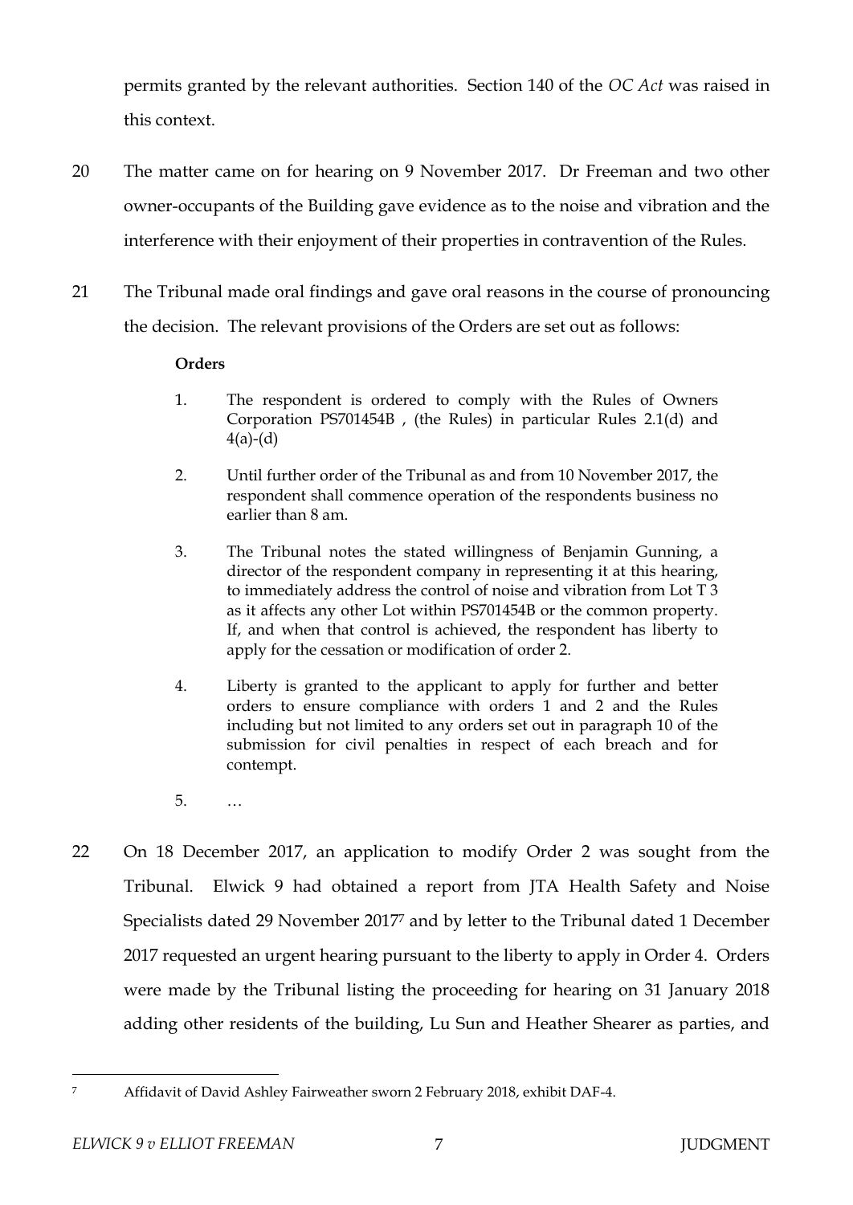permits granted by the relevant authorities. Section 140 of the *OC Act* was raised in this context.

20 The matter came on for hearing on 9 November 2017. Dr Freeman and two other owner-occupants of the Building gave evidence as to the noise and vibration and the interference with their enjoyment of their properties in contravention of the Rules.

21 The Tribunal made oral findings and gave oral reasons in the course of pronouncing the decision. The relevant provisions of the Orders are set out as follows:

> **Orders**
>
> 1. The respondent is ordered to comply with the Rules of Owners Corporation PS701454B , (the Rules) in particular Rules 2.1(d) and 4(a)-(d)
>
> 2. Until further order of the Tribunal as and from 10 November 2017, the respondent shall commence operation of the respondents business no earlier than 8 am.
>
> 3. The Tribunal notes the stated willingness of Benjamin Gunning, a director of the respondent company in representing it at this hearing, to immediately address the control of noise and vibration from Lot T 3 as it affects any other Lot within PS701454B or the common property. If, and when that control is achieved, the respondent has liberty to apply for the cessation or modification of order 2.
>
> 4. Liberty is granted to the applicant to apply for further and better orders to ensure compliance with orders 1 and 2 and the Rules including but not limited to any orders set out in paragraph 10 of the submission for civil penalties in respect of each breach and for contempt.
>
> 5. …

22 On 18 December 2017, an application to modify Order 2 was sought from the Tribunal. Elwick 9 had obtained a report from JTA Health Safety and Noise Specialists dated 29 November 2017[7] and by letter to the Tribunal dated 1 December 2017 requested an urgent hearing pursuant to the liberty to apply in Order 4. Orders were made by the Tribunal listing the proceeding for hearing on 31 January 2018 adding other residents of the building, Lu Sun and Heather Shearer as parties, and

---

[7] Affidavit of David Ashley Fairweather sworn 2 February 2018, exhibit DAF-4.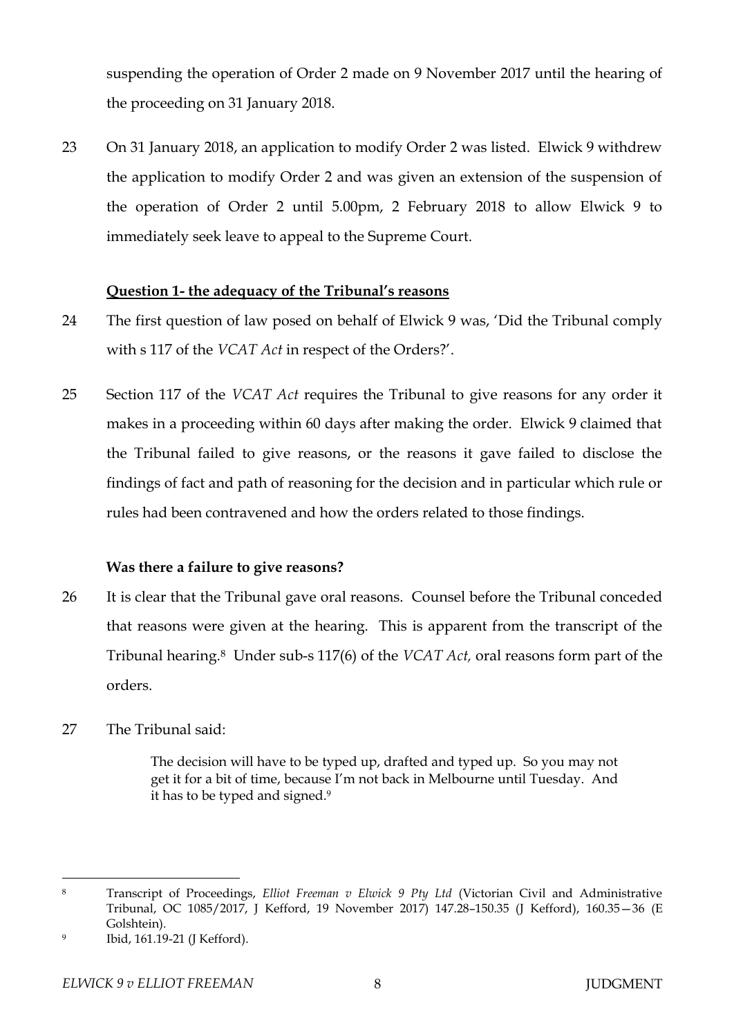suspending the operation of Order 2 made on 9 November 2017 until the hearing of the proceeding on 31 January 2018.

23 On 31 January 2018, an application to modify Order 2 was listed. Elwick 9 withdrew the application to modify Order 2 and was given an extension of the suspension of the operation of Order 2 until 5.00pm, 2 February 2018 to allow Elwick 9 to immediately seek leave to appeal to the Supreme Court.

**<u>Question 1- the adequacy of the Tribunal's reasons</u>**

24 The first question of law posed on behalf of Elwick 9 was, 'Did the Tribunal comply with s 117 of the *VCAT Act* in respect of the Orders?'.

25 Section 117 of the *VCAT Act* requires the Tribunal to give reasons for any order it makes in a proceeding within 60 days after making the order. Elwick 9 claimed that the Tribunal failed to give reasons, or the reasons it gave failed to disclose the findings of fact and path of reasoning for the decision and in particular which rule or rules had been contravened and how the orders related to those findings.

**Was there a failure to give reasons?**

26 It is clear that the Tribunal gave oral reasons. Counsel before the Tribunal conceded that reasons were given at the hearing. This is apparent from the transcript of the Tribunal hearing.[8] Under sub-s 117(6) of the *VCAT Act,* oral reasons form part of the orders.

27 The Tribunal said:

> The decision will have to be typed up, drafted and typed up. So you may not get it for a bit of time, because I'm not back in Melbourne until Tuesday. And it has to be typed and signed.[9]

---

[8] Transcript of Proceedings, *Elliot Freeman v Elwick 9 Pty Ltd* (Victorian Civil and Administrative Tribunal, OC 1085/2017, J Kefford, 19 November 2017) 147.28–150.35 (J Kefford), 160.35—36 (E Golshtein).

[9] Ibid, 161.19-21 (J Kefford).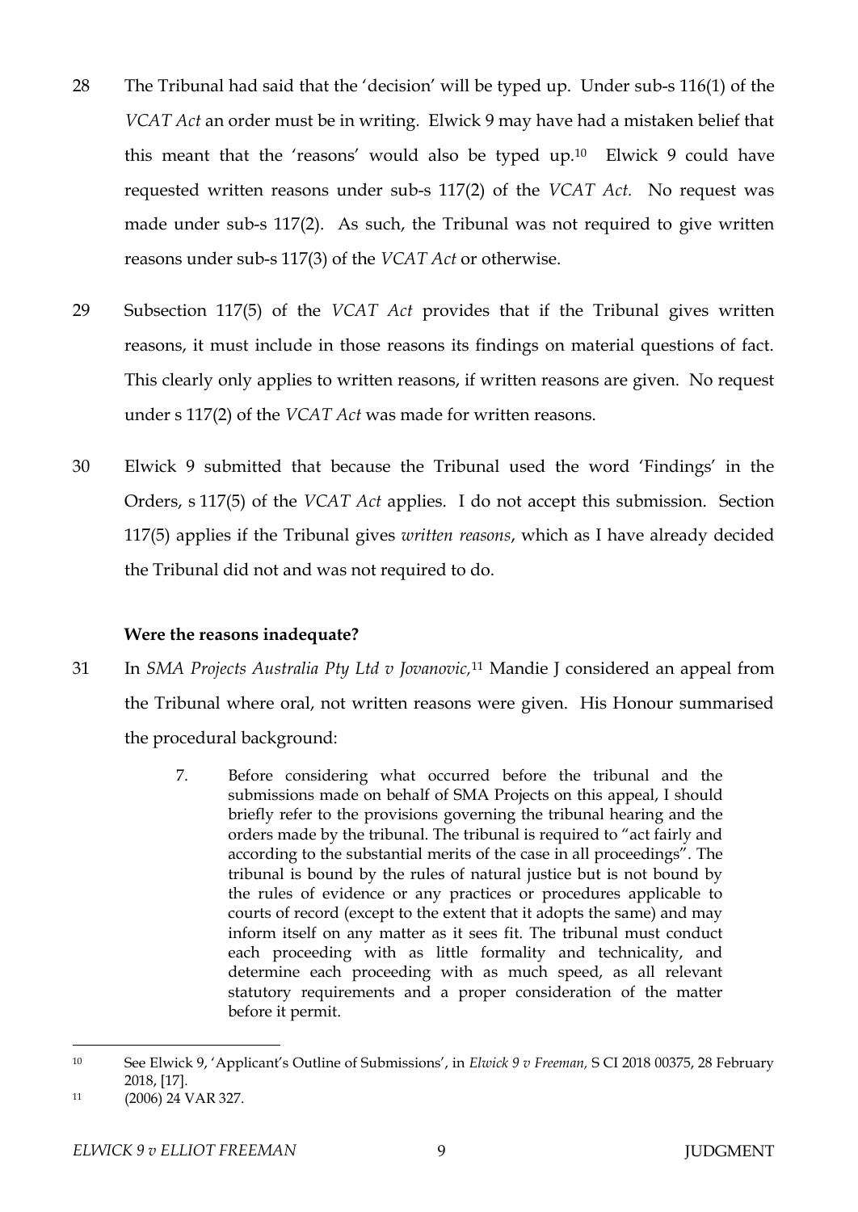28 The Tribunal had said that the 'decision' will be typed up. Under sub-s 116(1) of the *VCAT Act* an order must be in writing. Elwick 9 may have had a mistaken belief that this meant that the 'reasons' would also be typed up.[10] Elwick 9 could have requested written reasons under sub-s 117(2) of the *VCAT Act.* No request was made under sub-s 117(2). As such, the Tribunal was not required to give written reasons under sub-s 117(3) of the *VCAT Act* or otherwise.

29 Subsection 117(5) of the *VCAT Act* provides that if the Tribunal gives written reasons, it must include in those reasons its findings on material questions of fact. This clearly only applies to written reasons, if written reasons are given. No request under s 117(2) of the *VCAT Act* was made for written reasons.

30 Elwick 9 submitted that because the Tribunal used the word 'Findings' in the Orders, s 117(5) of the *VCAT Act* applies. I do not accept this submission. Section 117(5) applies if the Tribunal gives *written reasons*, which as I have already decided the Tribunal did not and was not required to do.

**Were the reasons inadequate?**

31 In *SMA Projects Australia Pty Ltd v Jovanovic,*[11] Mandie J considered an appeal from the Tribunal where oral, not written reasons were given. His Honour summarised the procedural background:

> 7. Before considering what occurred before the tribunal and the submissions made on behalf of SMA Projects on this appeal, I should briefly refer to the provisions governing the tribunal hearing and the orders made by the tribunal. The tribunal is required to "act fairly and according to the substantial merits of the case in all proceedings". The tribunal is bound by the rules of natural justice but is not bound by the rules of evidence or any practices or procedures applicable to courts of record (except to the extent that it adopts the same) and may inform itself on any matter as it sees fit. The tribunal must conduct each proceeding with as little formality and technicality, and determine each proceeding with as much speed, as all relevant statutory requirements and a proper consideration of the matter before it permit.

---

[10] See Elwick 9, 'Applicant's Outline of Submissions', in *Elwick 9 v Freeman,* S CI 2018 00375, 28 February 2018, [17].

[11] (2006) 24 VAR 327.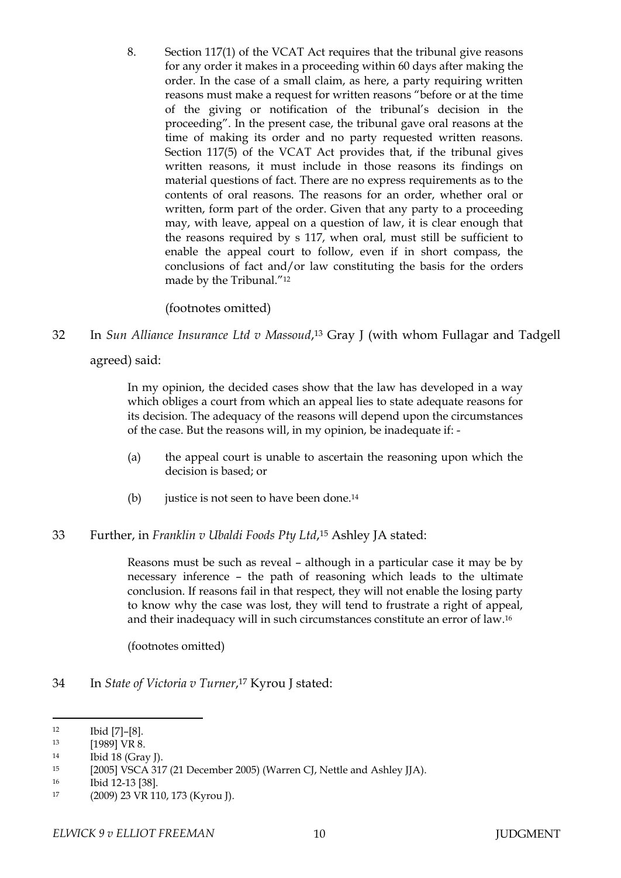> 8. Section 117(1) of the VCAT Act requires that the tribunal give reasons for any order it makes in a proceeding within 60 days after making the order. In the case of a small claim, as here, a party requiring written reasons must make a request for written reasons "before or at the time of the giving or notification of the tribunal's decision in the proceeding". In the present case, the tribunal gave oral reasons at the time of making its order and no party requested written reasons. Section 117(5) of the VCAT Act provides that, if the tribunal gives written reasons, it must include in those reasons its findings on material questions of fact. There are no express requirements as to the contents of oral reasons. The reasons for an order, whether oral or written, form part of the order. Given that any party to a proceeding may, with leave, appeal on a question of law, it is clear enough that the reasons required by s 117, when oral, must still be sufficient to enable the appeal court to follow, even if in short compass, the conclusions of fact and/or law constituting the basis for the orders made by the Tribunal."[12]
>
> (footnotes omitted)

32 In *Sun Alliance Insurance Ltd v Massoud*,[13] Gray J (with whom Fullagar and Tadgell agreed) said:

> In my opinion, the decided cases show that the law has developed in a way which obliges a court from which an appeal lies to state adequate reasons for its decision. The adequacy of the reasons will depend upon the circumstances of the case. But the reasons will, in my opinion, be inadequate if: -
>
> (a) the appeal court is unable to ascertain the reasoning upon which the decision is based; or
>
> (b) justice is not seen to have been done.[14]

33 Further, in *Franklin v Ubaldi Foods Pty Ltd*,[15] Ashley JA stated:

> Reasons must be such as reveal – although in a particular case it may be by necessary inference – the path of reasoning which leads to the ultimate conclusion. If reasons fail in that respect, they will not enable the losing party to know why the case was lost, they will tend to frustrate a right of appeal, and their inadequacy will in such circumstances constitute an error of law.[16]
>
> (footnotes omitted)

34 In *State of Victoria v Turner*,[17] Kyrou J stated:

---

12 Ibid [7]–[8].

13 [1989] VR 8.

14 Ibid 18 (Gray J).

15 [2005] VSCA 317 (21 December 2005) (Warren CJ, Nettle and Ashley JJA).

16 Ibid 12-13 [38].

17 (2009) 23 VR 110, 173 (Kyrou J).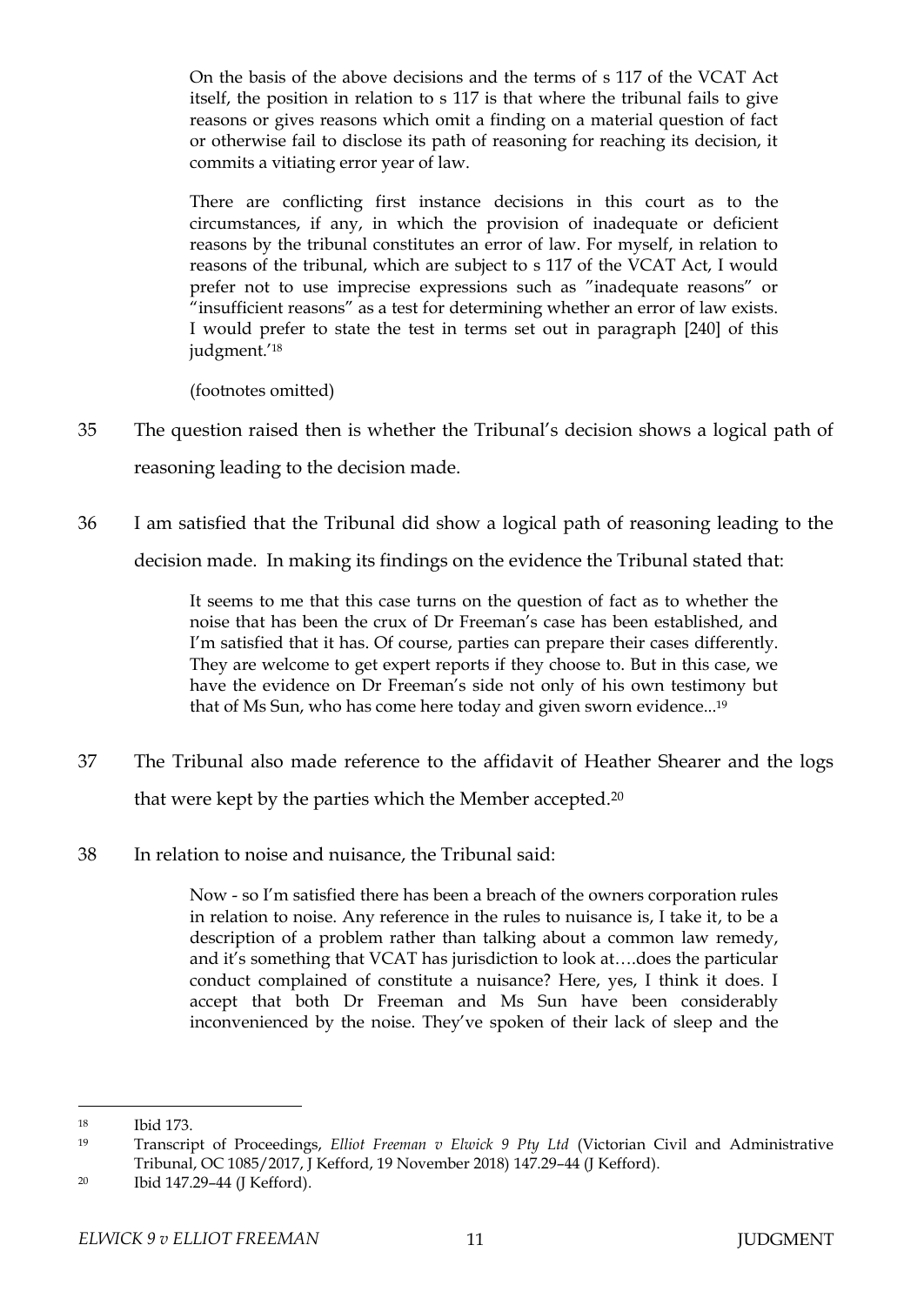> On the basis of the above decisions and the terms of s 117 of the VCAT Act itself, the position in relation to s 117 is that where the tribunal fails to give reasons or gives reasons which omit a finding on a material question of fact or otherwise fail to disclose its path of reasoning for reaching its decision, it commits a vitiating error year of law.
>
> There are conflicting first instance decisions in this court as to the circumstances, if any, in which the provision of inadequate or deficient reasons by the tribunal constitutes an error of law. For myself, in relation to reasons of the tribunal, which are subject to s 117 of the VCAT Act, I would prefer not to use imprecise expressions such as "inadequate reasons" or "insufficient reasons" as a test for determining whether an error of law exists. I would prefer to state the test in terms set out in paragraph [240] of this judgment.'[18]
>
> (footnotes omitted)

35 The question raised then is whether the Tribunal's decision shows a logical path of reasoning leading to the decision made.

36 I am satisfied that the Tribunal did show a logical path of reasoning leading to the decision made. In making its findings on the evidence the Tribunal stated that:

> It seems to me that this case turns on the question of fact as to whether the noise that has been the crux of Dr Freeman's case has been established, and I'm satisfied that it has. Of course, parties can prepare their cases differently. They are welcome to get expert reports if they choose to. But in this case, we have the evidence on Dr Freeman's side not only of his own testimony but that of Ms Sun, who has come here today and given sworn evidence...[19]

37 The Tribunal also made reference to the affidavit of Heather Shearer and the logs that were kept by the parties which the Member accepted.[20]

38 In relation to noise and nuisance, the Tribunal said:

> Now - so I'm satisfied there has been a breach of the owners corporation rules in relation to noise. Any reference in the rules to nuisance is, I take it, to be a description of a problem rather than talking about a common law remedy, and it's something that VCAT has jurisdiction to look at….does the particular conduct complained of constitute a nuisance? Here, yes, I think it does. I accept that both Dr Freeman and Ms Sun have been considerably inconvenienced by the noise. They've spoken of their lack of sleep and the

---

[18] Ibid 173.

[19] Transcript of Proceedings, *Elliot Freeman v Elwick 9 Pty Ltd* (Victorian Civil and Administrative Tribunal, OC 1085/2017, J Kefford, 19 November 2018) 147.29–44 (J Kefford).

[20] Ibid 147.29–44 (J Kefford).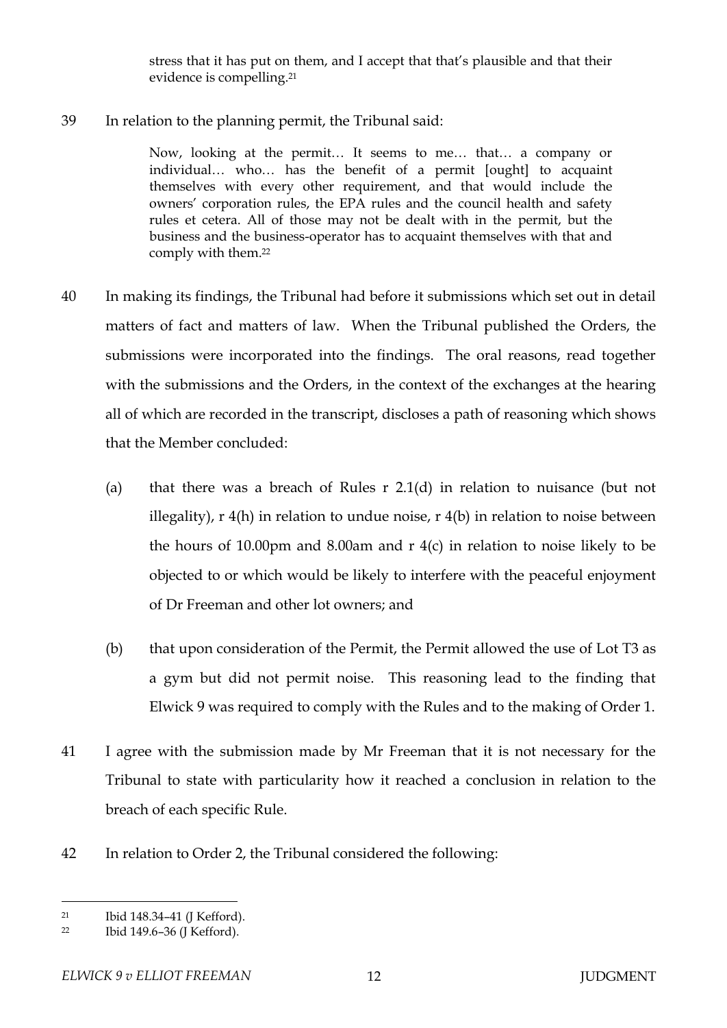> stress that it has put on them, and I accept that that's plausible and that their evidence is compelling.[21]

39 In relation to the planning permit, the Tribunal said:

> Now, looking at the permit… It seems to me… that… a company or individual… who… has the benefit of a permit [ought] to acquaint themselves with every other requirement, and that would include the owners' corporation rules, the EPA rules and the council health and safety rules et cetera. All of those may not be dealt with in the permit, but the business and the business-operator has to acquaint themselves with that and comply with them.[22]

40 In making its findings, the Tribunal had before it submissions which set out in detail matters of fact and matters of law. When the Tribunal published the Orders, the submissions were incorporated into the findings. The oral reasons, read together with the submissions and the Orders, in the context of the exchanges at the hearing all of which are recorded in the transcript, discloses a path of reasoning which shows that the Member concluded:

(a) that there was a breach of Rules r 2.1(d) in relation to nuisance (but not illegality), r 4(h) in relation to undue noise, r 4(b) in relation to noise between the hours of 10.00pm and 8.00am and r 4(c) in relation to noise likely to be objected to or which would be likely to interfere with the peaceful enjoyment of Dr Freeman and other lot owners; and

(b) that upon consideration of the Permit, the Permit allowed the use of Lot T3 as a gym but did not permit noise. This reasoning lead to the finding that Elwick 9 was required to comply with the Rules and to the making of Order 1.

41 I agree with the submission made by Mr Freeman that it is not necessary for the Tribunal to state with particularity how it reached a conclusion in relation to the breach of each specific Rule.

42 In relation to Order 2, the Tribunal considered the following:

---

[21] Ibid 148.34–41 (J Kefford).

[22] Ibid 149.6–36 (J Kefford).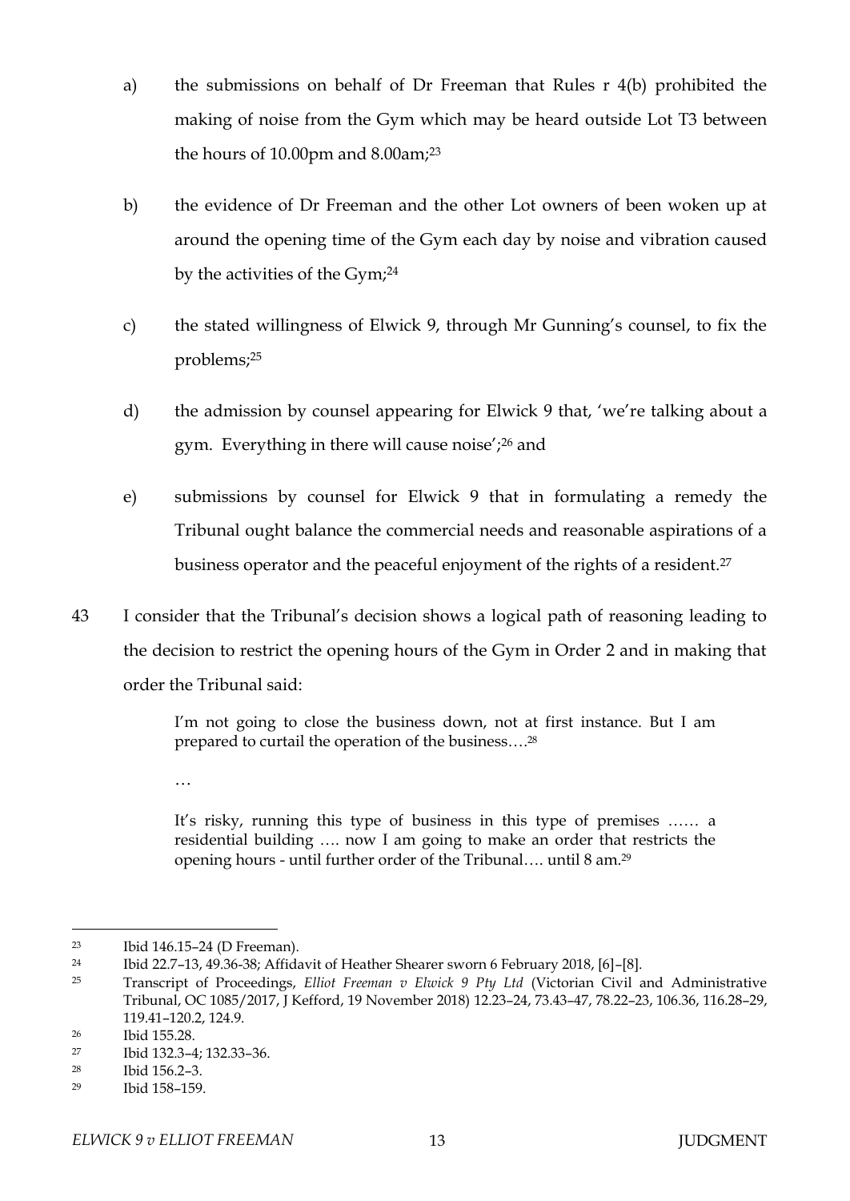a) the submissions on behalf of Dr Freeman that Rules r 4(b) prohibited the making of noise from the Gym which may be heard outside Lot T3 between the hours of 10.00pm and 8.00am;[23]

b) the evidence of Dr Freeman and the other Lot owners of been woken up at around the opening time of the Gym each day by noise and vibration caused by the activities of the Gym;[24]

c) the stated willingness of Elwick 9, through Mr Gunning's counsel, to fix the problems;[25]

d) the admission by counsel appearing for Elwick 9 that, 'we're talking about a gym. Everything in there will cause noise';[26] and

e) submissions by counsel for Elwick 9 that in formulating a remedy the Tribunal ought balance the commercial needs and reasonable aspirations of a business operator and the peaceful enjoyment of the rights of a resident.[27]

43 I consider that the Tribunal's decision shows a logical path of reasoning leading to the decision to restrict the opening hours of the Gym in Order 2 and in making that order the Tribunal said:

> I'm not going to close the business down, not at first instance. But I am prepared to curtail the operation of the business….[28]
>
> …
>
> It's risky, running this type of business in this type of premises …… a residential building …. now I am going to make an order that restricts the opening hours - until further order of the Tribunal…. until 8 am.[29]

---

[23] Ibid 146.15–24 (D Freeman).

[24] Ibid 22.7–13, 49.36-38; Affidavit of Heather Shearer sworn 6 February 2018, [6]–[8].

[25] Transcript of Proceedings, *Elliot Freeman v Elwick 9 Pty Ltd* (Victorian Civil and Administrative Tribunal, OC 1085/2017, J Kefford, 19 November 2018) 12.23–24, 73.43–47, 78.22–23, 106.36, 116.28–29, 119.41–120.2, 124.9.

[26] Ibid 155.28.

[27] Ibid 132.3–4; 132.33–36.

[28] Ibid 156.2–3.

[29] Ibid 158–159.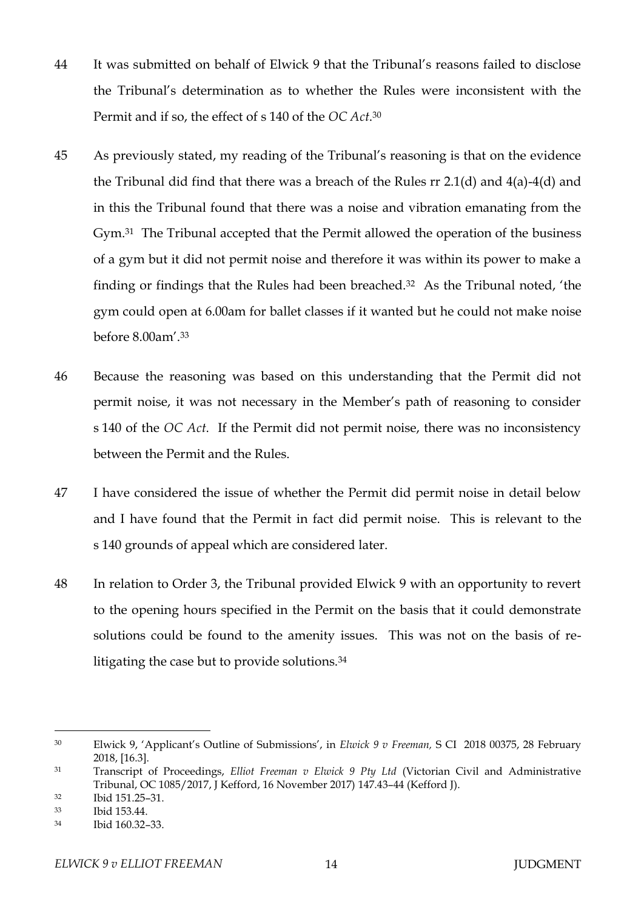44 It was submitted on behalf of Elwick 9 that the Tribunal's reasons failed to disclose the Tribunal's determination as to whether the Rules were inconsistent with the Permit and if so, the effect of s 140 of the *OC Act*.[30]

45 As previously stated, my reading of the Tribunal's reasoning is that on the evidence the Tribunal did find that there was a breach of the Rules rr 2.1(d) and 4(a)-4(d) and in this the Tribunal found that there was a noise and vibration emanating from the Gym.[31] The Tribunal accepted that the Permit allowed the operation of the business of a gym but it did not permit noise and therefore it was within its power to make a finding or findings that the Rules had been breached.[32] As the Tribunal noted, 'the gym could open at 6.00am for ballet classes if it wanted but he could not make noise before 8.00am'.[33]

46 Because the reasoning was based on this understanding that the Permit did not permit noise, it was not necessary in the Member's path of reasoning to consider s 140 of the *OC Act*. If the Permit did not permit noise, there was no inconsistency between the Permit and the Rules.

47 I have considered the issue of whether the Permit did permit noise in detail below and I have found that the Permit in fact did permit noise. This is relevant to the s 140 grounds of appeal which are considered later.

48 In relation to Order 3, the Tribunal provided Elwick 9 with an opportunity to revert to the opening hours specified in the Permit on the basis that it could demonstrate solutions could be found to the amenity issues. This was not on the basis of re-litigating the case but to provide solutions.[34]

---

[30] Elwick 9, 'Applicant's Outline of Submissions', in *Elwick 9 v Freeman,* S CI 2018 00375, 28 February 2018, [16.3].

[31] Transcript of Proceedings, *Elliot Freeman v Elwick 9 Pty Ltd* (Victorian Civil and Administrative Tribunal, OC 1085/2017, J Kefford, 16 November 2017) 147.43–44 (Kefford J).

[32] Ibid 151.25–31.

[33] Ibid 153.44.

[34] Ibid 160.32–33.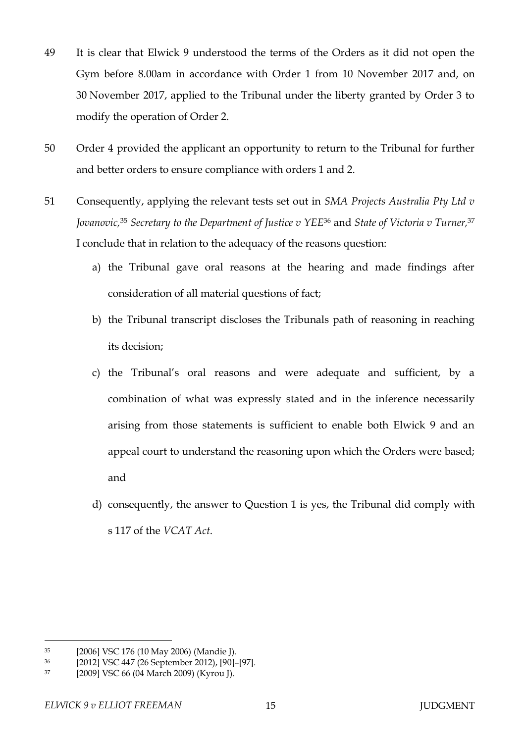49 It is clear that Elwick 9 understood the terms of the Orders as it did not open the Gym before 8.00am in accordance with Order 1 from 10 November 2017 and, on 30 November 2017, applied to the Tribunal under the liberty granted by Order 3 to modify the operation of Order 2.

50 Order 4 provided the applicant an opportunity to return to the Tribunal for further and better orders to ensure compliance with orders 1 and 2.

51 Consequently, applying the relevant tests set out in *SMA Projects Australia Pty Ltd v Jovanovic,*[35] *Secretary to the Department of Justice v YEE*[36] and *State of Victoria v Turner,*[37] I conclude that in relation to the adequacy of the reasons question:

a) the Tribunal gave oral reasons at the hearing and made findings after consideration of all material questions of fact;

b) the Tribunal transcript discloses the Tribunals path of reasoning in reaching its decision;

c) the Tribunal's oral reasons and were adequate and sufficient, by a combination of what was expressly stated and in the inference necessarily arising from those statements is sufficient to enable both Elwick 9 and an appeal court to understand the reasoning upon which the Orders were based; and

d) consequently, the answer to Question 1 is yes, the Tribunal did comply with s 117 of the *VCAT Act*.

---

35 [2006] VSC 176 (10 May 2006) (Mandie J).

36 [2012] VSC 447 (26 September 2012), [90]–[97].

37 [2009] VSC 66 (04 March 2009) (Kyrou J).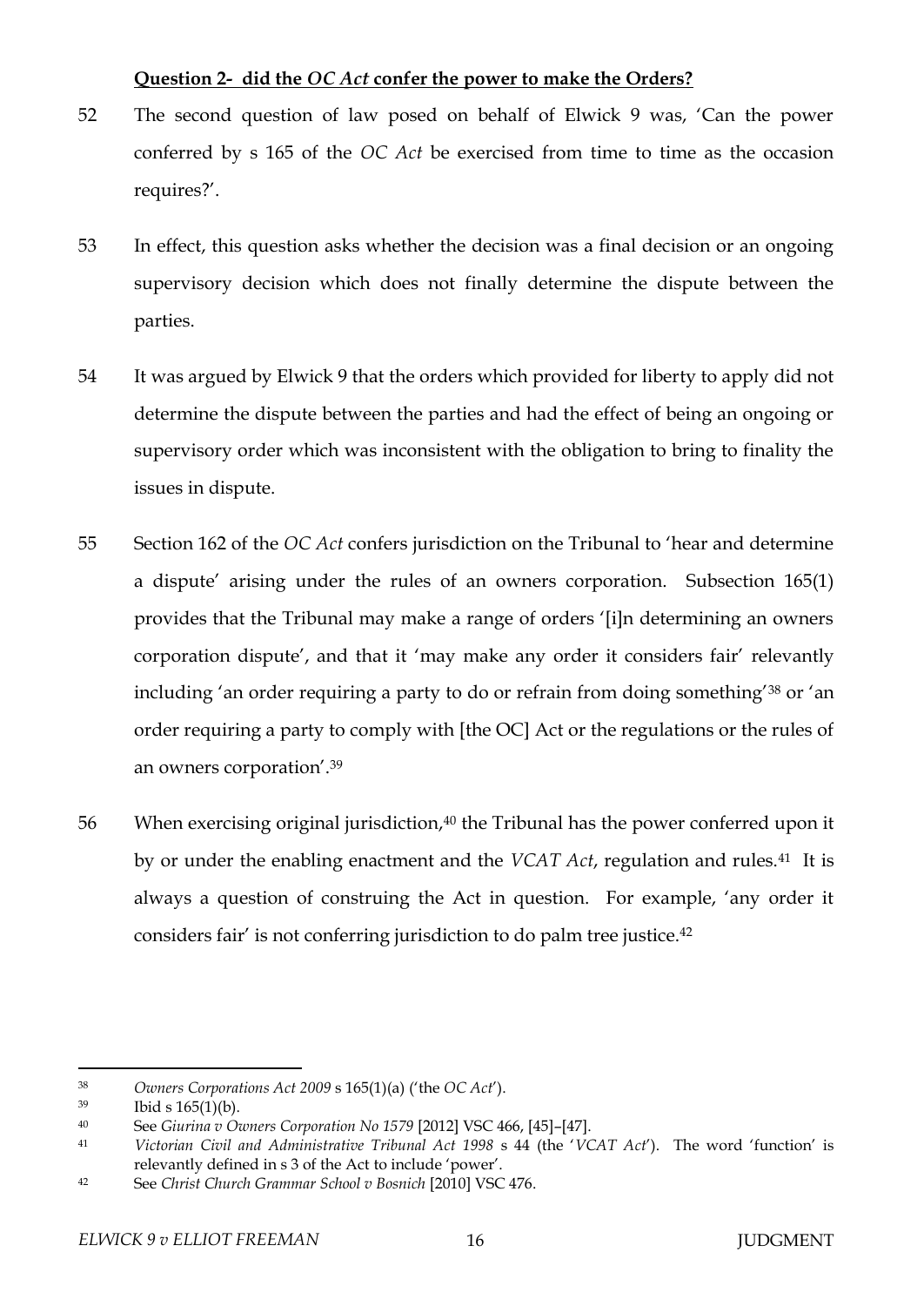**Question 2- did the *OC Act* confer the power to make the Orders?**

52 The second question of law posed on behalf of Elwick 9 was, 'Can the power conferred by s 165 of the *OC Act* be exercised from time to time as the occasion requires?'.

53 In effect, this question asks whether the decision was a final decision or an ongoing supervisory decision which does not finally determine the dispute between the parties.

54 It was argued by Elwick 9 that the orders which provided for liberty to apply did not determine the dispute between the parties and had the effect of being an ongoing or supervisory order which was inconsistent with the obligation to bring to finality the issues in dispute.

55 Section 162 of the *OC Act* confers jurisdiction on the Tribunal to 'hear and determine a dispute' arising under the rules of an owners corporation. Subsection 165(1) provides that the Tribunal may make a range of orders '[i]n determining an owners corporation dispute', and that it 'may make any order it considers fair' relevantly including 'an order requiring a party to do or refrain from doing something'[38] or 'an order requiring a party to comply with [the OC] Act or the regulations or the rules of an owners corporation'.[39]

56 When exercising original jurisdiction,[40] the Tribunal has the power conferred upon it by or under the enabling enactment and the *VCAT Act*, regulation and rules.[41] It is always a question of construing the Act in question. For example, 'any order it considers fair' is not conferring jurisdiction to do palm tree justice.[42]

---

[38] *Owners Corporations Act 2009* s 165(1)(a) ('the *OC Act*').

[39] Ibid s 165(1)(b).

[40] See *Giurina v Owners Corporation No 1579* [2012] VSC 466, [45]–[47].

[41] *Victorian Civil and Administrative Tribunal Act 1998* s 44 (the '*VCAT Act*'). The word 'function' is relevantly defined in s 3 of the Act to include 'power'.

[42] See *Christ Church Grammar School v Bosnich* [2010] VSC 476.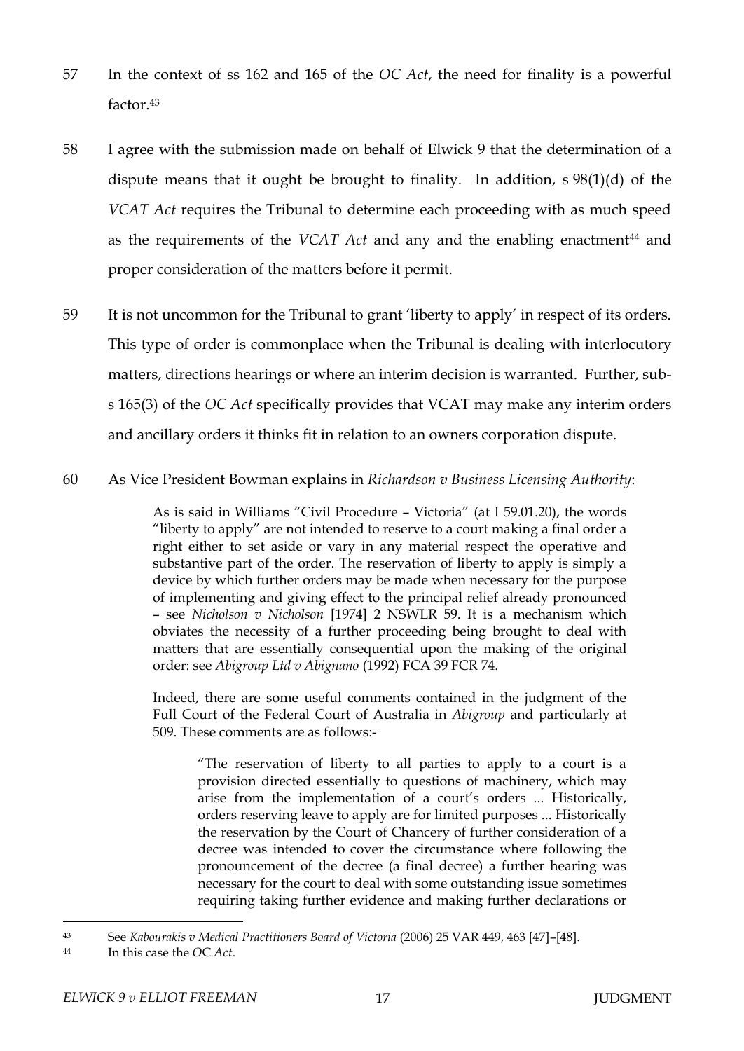57 In the context of ss 162 and 165 of the *OC Act*, the need for finality is a powerful factor.[43]

58 I agree with the submission made on behalf of Elwick 9 that the determination of a dispute means that it ought be brought to finality. In addition, s 98(1)(d) of the *VCAT Act* requires the Tribunal to determine each proceeding with as much speed as the requirements of the *VCAT Act* and any and the enabling enactment[44] and proper consideration of the matters before it permit.

59 It is not uncommon for the Tribunal to grant 'liberty to apply' in respect of its orders. This type of order is commonplace when the Tribunal is dealing with interlocutory matters, directions hearings or where an interim decision is warranted. Further, sub-s 165(3) of the *OC Act* specifically provides that VCAT may make any interim orders and ancillary orders it thinks fit in relation to an owners corporation dispute.

60 As Vice President Bowman explains in *Richardson v Business Licensing Authority*:

> As is said in Williams "Civil Procedure – Victoria" (at I 59.01.20), the words "liberty to apply" are not intended to reserve to a court making a final order a right either to set aside or vary in any material respect the operative and substantive part of the order. The reservation of liberty to apply is simply a device by which further orders may be made when necessary for the purpose of implementing and giving effect to the principal relief already pronounced – see *Nicholson v Nicholson* [1974] 2 NSWLR 59. It is a mechanism which obviates the necessity of a further proceeding being brought to deal with matters that are essentially consequential upon the making of the original order: see *Abigroup Ltd v Abignano* (1992) FCA 39 FCR 74.
>
> Indeed, there are some useful comments contained in the judgment of the Full Court of the Federal Court of Australia in *Abigroup* and particularly at 509. These comments are as follows:-
>
>> "The reservation of liberty to all parties to apply to a court is a provision directed essentially to questions of machinery, which may arise from the implementation of a court's orders ... Historically, orders reserving leave to apply are for limited purposes ... Historically the reservation by the Court of Chancery of further consideration of a decree was intended to cover the circumstance where following the pronouncement of the decree (a final decree) a further hearing was necessary for the court to deal with some outstanding issue sometimes requiring taking further evidence and making further declarations or

---

[43] See *Kabourakis v Medical Practitioners Board of Victoria* (2006) 25 VAR 449, 463 [47]–[48].

[44] In this case the *OC Act*.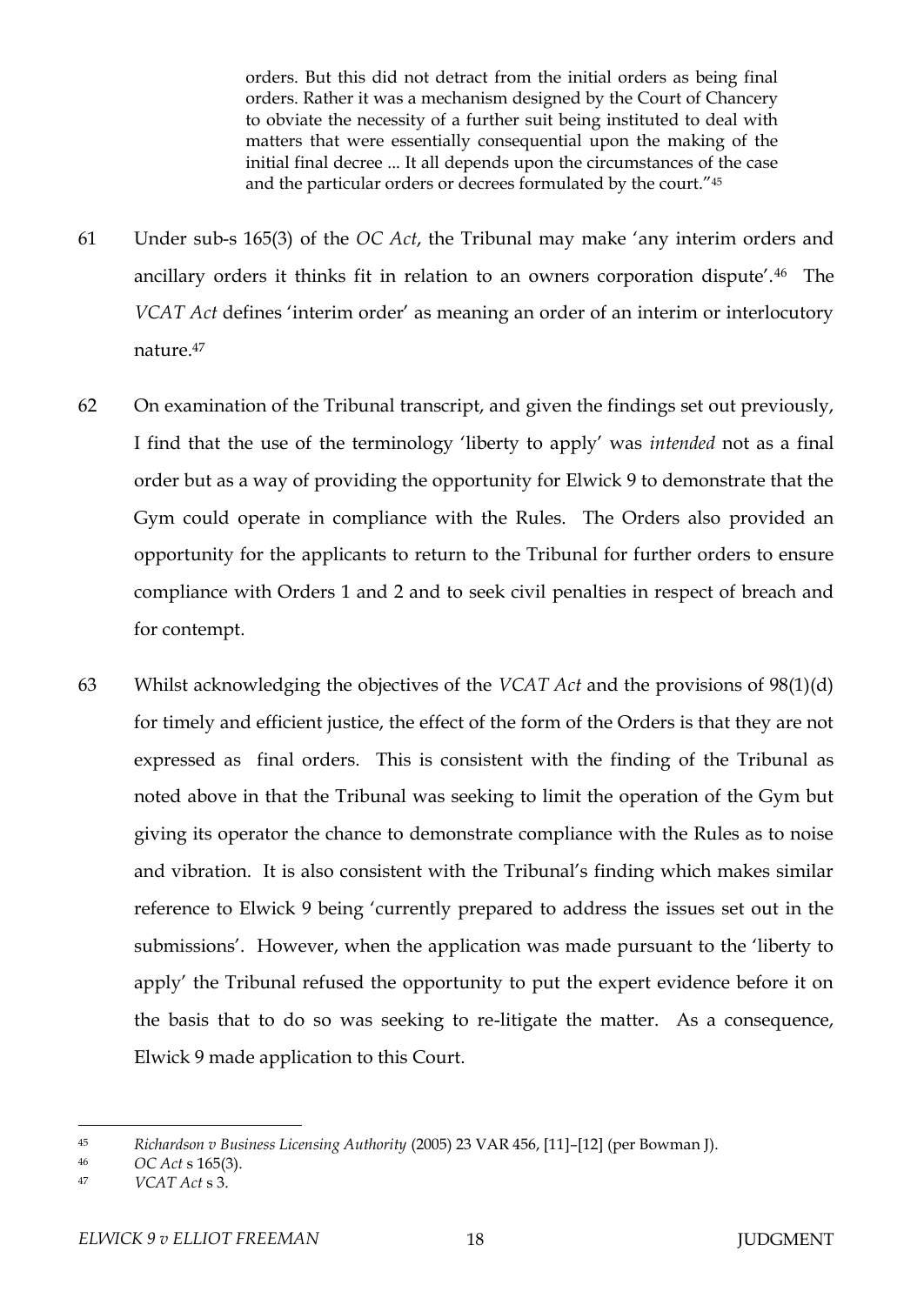> orders. But this did not detract from the initial orders as being final orders. Rather it was a mechanism designed by the Court of Chancery to obviate the necessity of a further suit being instituted to deal with matters that were essentially consequential upon the making of the initial final decree ... It all depends upon the circumstances of the case and the particular orders or decrees formulated by the court."[45]

61 Under sub-s 165(3) of the *OC Act*, the Tribunal may make 'any interim orders and ancillary orders it thinks fit in relation to an owners corporation dispute'.[46] The *VCAT Act* defines 'interim order' as meaning an order of an interim or interlocutory nature.[47]

62 On examination of the Tribunal transcript, and given the findings set out previously, I find that the use of the terminology 'liberty to apply' was *intended* not as a final order but as a way of providing the opportunity for Elwick 9 to demonstrate that the Gym could operate in compliance with the Rules. The Orders also provided an opportunity for the applicants to return to the Tribunal for further orders to ensure compliance with Orders 1 and 2 and to seek civil penalties in respect of breach and for contempt.

63 Whilst acknowledging the objectives of the *VCAT Act* and the provisions of 98(1)(d) for timely and efficient justice, the effect of the form of the Orders is that they are not expressed as final orders. This is consistent with the finding of the Tribunal as noted above in that the Tribunal was seeking to limit the operation of the Gym but giving its operator the chance to demonstrate compliance with the Rules as to noise and vibration. It is also consistent with the Tribunal's finding which makes similar reference to Elwick 9 being 'currently prepared to address the issues set out in the submissions'. However, when the application was made pursuant to the 'liberty to apply' the Tribunal refused the opportunity to put the expert evidence before it on the basis that to do so was seeking to re-litigate the matter. As a consequence, Elwick 9 made application to this Court.

---

[45] *Richardson v Business Licensing Authority* (2005) 23 VAR 456, [11]–[12] (per Bowman J).

[46] *OC Act* s 165(3).

[47] *VCAT Act* s 3.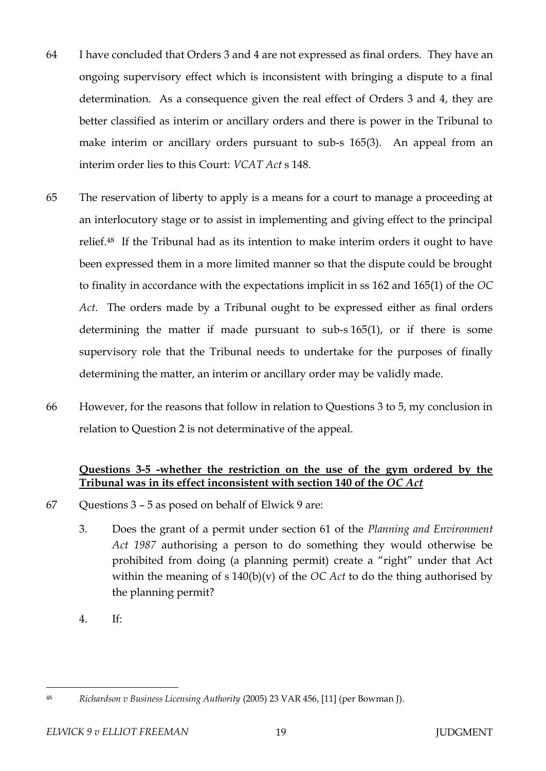64 I have concluded that Orders 3 and 4 are not expressed as final orders. They have an ongoing supervisory effect which is inconsistent with bringing a dispute to a final determination. As a consequence given the real effect of Orders 3 and 4, they are better classified as interim or ancillary orders and there is power in the Tribunal to make interim or ancillary orders pursuant to sub-s 165(3). An appeal from an interim order lies to this Court: *VCAT Act* s 148.

65 The reservation of liberty to apply is a means for a court to manage a proceeding at an interlocutory stage or to assist in implementing and giving effect to the principal relief.[48] If the Tribunal had as its intention to make interim orders it ought to have been expressed them in a more limited manner so that the dispute could be brought to finality in accordance with the expectations implicit in ss 162 and 165(1) of the *OC Act*. The orders made by a Tribunal ought to be expressed either as final orders determining the matter if made pursuant to sub-s 165(1), or if there is some supervisory role that the Tribunal needs to undertake for the purposes of finally determining the matter, an interim or ancillary order may be validly made.

66 However, for the reasons that follow in relation to Questions 3 to 5, my conclusion in relation to Question 2 is not determinative of the appeal.

**<u>Questions 3-5 -whether the restriction on the use of the gym ordered by the Tribunal was in its effect inconsistent with section 140 of the *OC Act*</u>**

67 Questions 3 – 5 as posed on behalf of Elwick 9 are:

> 3. Does the grant of a permit under section 61 of the *Planning and Environment Act 1987* authorising a person to do something they would otherwise be prohibited from doing (a planning permit) create a "right" under that Act within the meaning of s 140(b)(v) of the *OC Act* to do the thing authorised by the planning permit?
>
> 4. If:

---

48 *Richardson v Business Licensing Authority* (2005) 23 VAR 456, [11] (per Bowman J).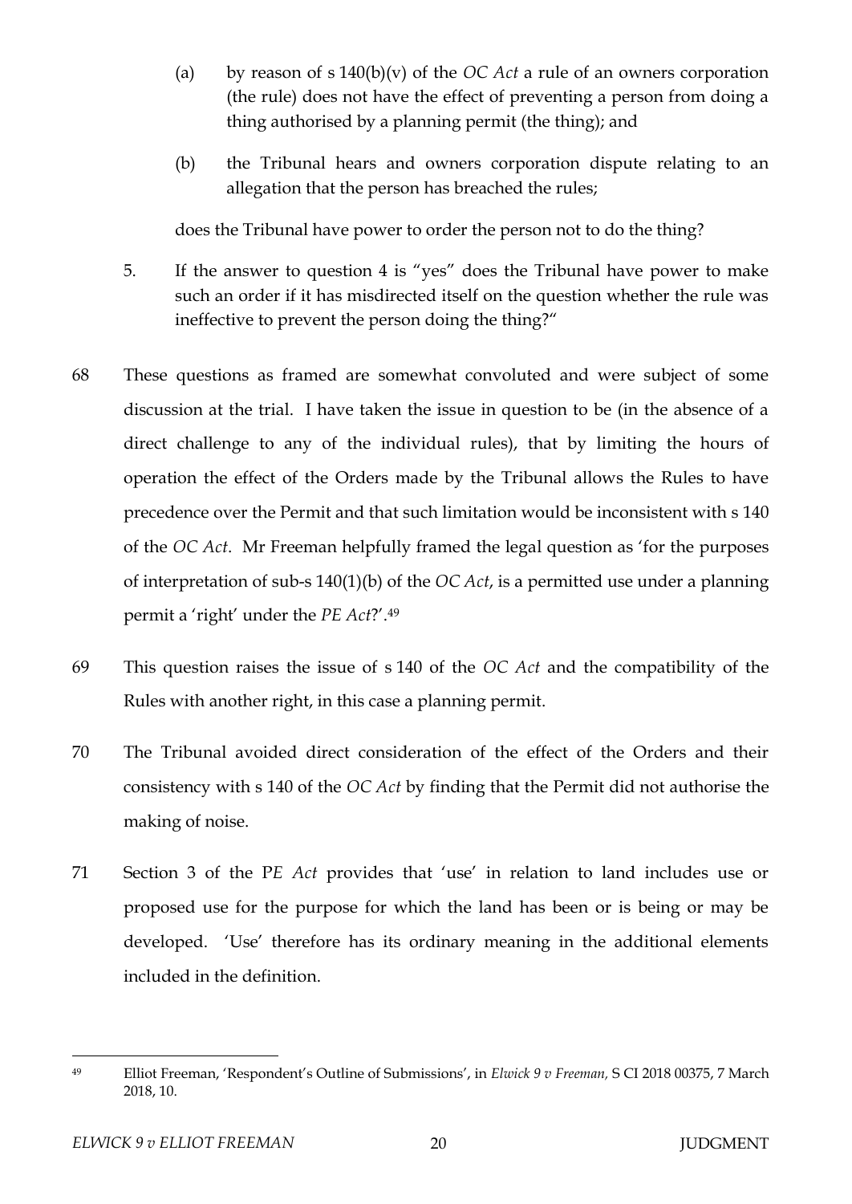(a) by reason of s 140(b)(v) of the *OC Act* a rule of an owners corporation (the rule) does not have the effect of preventing a person from doing a thing authorised by a planning permit (the thing); and

(b) the Tribunal hears and owners corporation dispute relating to an allegation that the person has breached the rules;

does the Tribunal have power to order the person not to do the thing?

5. If the answer to question 4 is "yes" does the Tribunal have power to make such an order if it has misdirected itself on the question whether the rule was ineffective to prevent the person doing the thing?"

68 These questions as framed are somewhat convoluted and were subject of some discussion at the trial. I have taken the issue in question to be (in the absence of a direct challenge to any of the individual rules), that by limiting the hours of operation the effect of the Orders made by the Tribunal allows the Rules to have precedence over the Permit and that such limitation would be inconsistent with s 140 of the *OC Act*. Mr Freeman helpfully framed the legal question as 'for the purposes of interpretation of sub-s 140(1)(b) of the *OC Act*, is a permitted use under a planning permit a 'right' under the *PE Act*?'.[49]

69 This question raises the issue of s 140 of the *OC Act* and the compatibility of the Rules with another right, in this case a planning permit.

70 The Tribunal avoided direct consideration of the effect of the Orders and their consistency with s 140 of the *OC Act* by finding that the Permit did not authorise the making of noise.

71 Section 3 of the P*E Act* provides that 'use' in relation to land includes use or proposed use for the purpose for which the land has been or is being or may be developed. 'Use' therefore has its ordinary meaning in the additional elements included in the definition.

---

[49] Elliot Freeman, 'Respondent's Outline of Submissions', in *Elwick 9 v Freeman*, S CI 2018 00375, 7 March 2018, 10.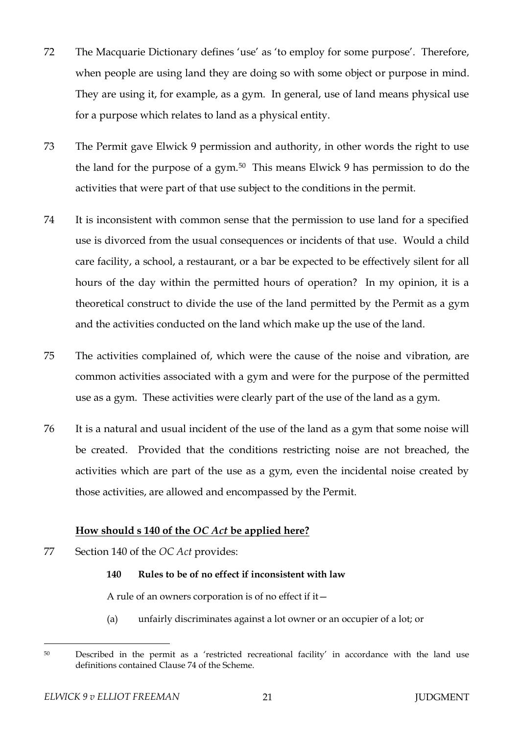72 The Macquarie Dictionary defines 'use' as 'to employ for some purpose'. Therefore, when people are using land they are doing so with some object or purpose in mind. They are using it, for example, as a gym. In general, use of land means physical use for a purpose which relates to land as a physical entity.

73 The Permit gave Elwick 9 permission and authority, in other words the right to use the land for the purpose of a gym.[50] This means Elwick 9 has permission to do the activities that were part of that use subject to the conditions in the permit.

74 It is inconsistent with common sense that the permission to use land for a specified use is divorced from the usual consequences or incidents of that use. Would a child care facility, a school, a restaurant, or a bar be expected to be effectively silent for all hours of the day within the permitted hours of operation? In my opinion, it is a theoretical construct to divide the use of the land permitted by the Permit as a gym and the activities conducted on the land which make up the use of the land.

75 The activities complained of, which were the cause of the noise and vibration, are common activities associated with a gym and were for the purpose of the permitted use as a gym. These activities were clearly part of the use of the land as a gym.

76 It is a natural and usual incident of the use of the land as a gym that some noise will be created. Provided that the conditions restricting noise are not breached, the activities which are part of the use as a gym, even the incidental noise created by those activities, are allowed and encompassed by the Permit.

### How should s 140 of the *OC Act* be applied here?

77 Section 140 of the *OC Act* provides:

> **140 Rules to be of no effect if inconsistent with law**
>
> A rule of an owners corporation is of no effect if it—
>
> (a) unfairly discriminates against a lot owner or an occupier of a lot; or

---

[50] Described in the permit as a 'restricted recreational facility' in accordance with the land use definitions contained Clause 74 of the Scheme.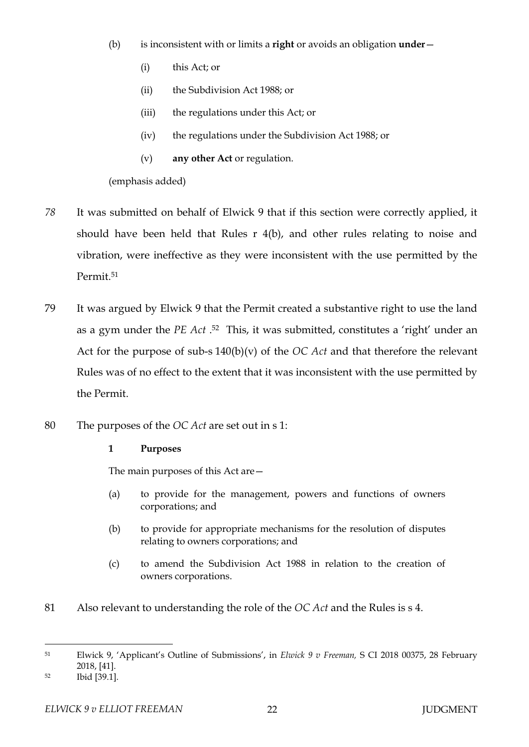(b) is inconsistent with or limits a **right** or avoids an obligation **under**—

(i) this Act; or

(ii) the Subdivision Act 1988; or

(iii) the regulations under this Act; or

(iv) the regulations under the Subdivision Act 1988; or

(v) **any other Act** or regulation.

(emphasis added)

*78* It was submitted on behalf of Elwick 9 that if this section were correctly applied, it should have been held that Rules r 4(b), and other rules relating to noise and vibration, were ineffective as they were inconsistent with the use permitted by the Permit.[51]

79 It was argued by Elwick 9 that the Permit created a substantive right to use the land as a gym under the *PE Act* .[52] This, it was submitted, constitutes a 'right' under an Act for the purpose of sub-s 140(b)(v) of the *OC Act* and that therefore the relevant Rules was of no effect to the extent that it was inconsistent with the use permitted by the Permit.

80 The purposes of the *OC Act* are set out in s 1:

> **1 Purposes**
>
> The main purposes of this Act are—
>
> (a) to provide for the management, powers and functions of owners corporations; and
>
> (b) to provide for appropriate mechanisms for the resolution of disputes relating to owners corporations; and
>
> (c) to amend the Subdivision Act 1988 in relation to the creation of owners corporations.

81 Also relevant to understanding the role of the *OC Act* and the Rules is s 4.

---

[51] Elwick 9, 'Applicant's Outline of Submissions', in *Elwick 9 v Freeman,* S CI 2018 00375, 28 February 2018, [41].

[52] Ibid [39.1].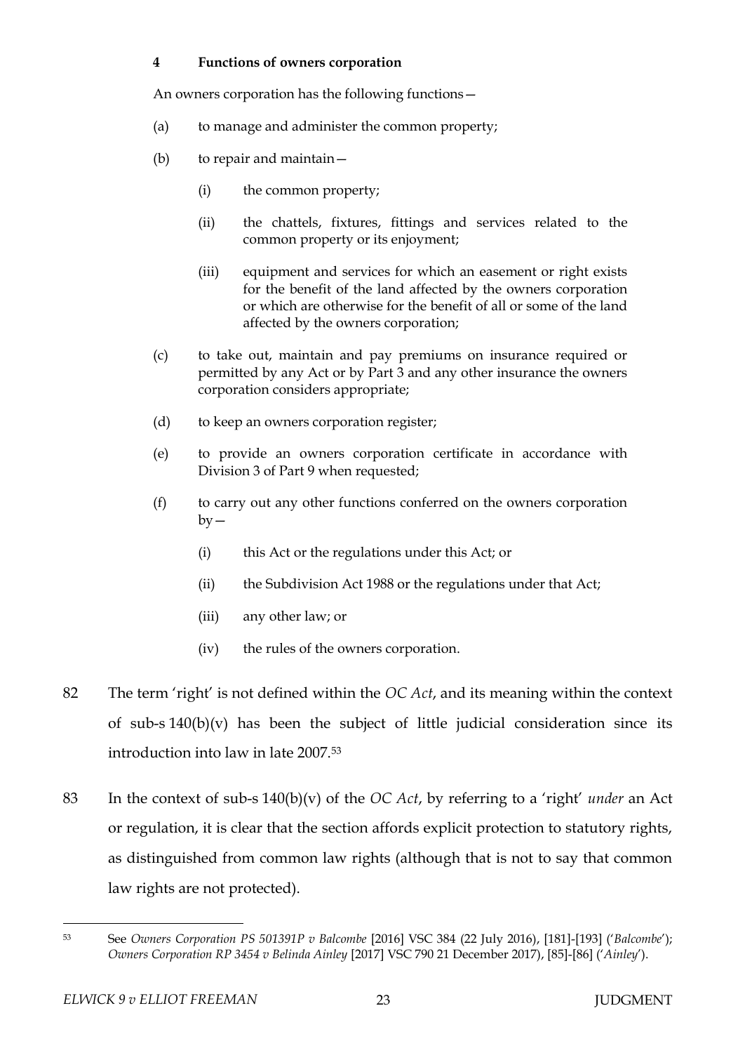**4 Functions of owners corporation**

An owners corporation has the following functions—

(a) to manage and administer the common property;

(b) to repair and maintain—

  (i) the common property;

  (ii) the chattels, fixtures, fittings and services related to the common property or its enjoyment;

  (iii) equipment and services for which an easement or right exists for the benefit of the land affected by the owners corporation or which are otherwise for the benefit of all or some of the land affected by the owners corporation;

(c) to take out, maintain and pay premiums on insurance required or permitted by any Act or by Part 3 and any other insurance the owners corporation considers appropriate;

(d) to keep an owners corporation register;

(e) to provide an owners corporation certificate in accordance with Division 3 of Part 9 when requested;

(f) to carry out any other functions conferred on the owners corporation by—

  (i) this Act or the regulations under this Act; or

  (ii) the Subdivision Act 1988 or the regulations under that Act;

  (iii) any other law; or

  (iv) the rules of the owners corporation.

82 The term 'right' is not defined within the *OC Act*, and its meaning within the context of sub-s 140(b)(v) has been the subject of little judicial consideration since its introduction into law in late 2007.[53]

83 In the context of sub-s 140(b)(v) of the *OC Act*, by referring to a 'right' *under* an Act or regulation, it is clear that the section affords explicit protection to statutory rights, as distinguished from common law rights (although that is not to say that common law rights are not protected).

---

[53] See *Owners Corporation PS 501391P v Balcombe* [2016] VSC 384 (22 July 2016), [181]-[193] ('*Balcombe*'); *Owners Corporation RP 3454 v Belinda Ainley* [2017] VSC 790 21 December 2017), [85]-[86] ('*Ainley*').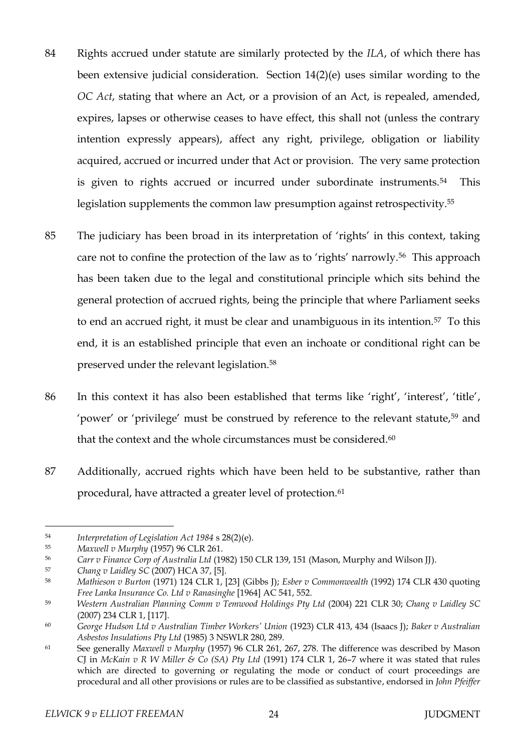84 Rights accrued under statute are similarly protected by the *ILA*, of which there has been extensive judicial consideration. Section 14(2)(e) uses similar wording to the *OC Act*, stating that where an Act, or a provision of an Act, is repealed, amended, expires, lapses or otherwise ceases to have effect, this shall not (unless the contrary intention expressly appears), affect any right, privilege, obligation or liability acquired, accrued or incurred under that Act or provision. The very same protection is given to rights accrued or incurred under subordinate instruments.[54] This legislation supplements the common law presumption against retrospectivity.[55]

85 The judiciary has been broad in its interpretation of 'rights' in this context, taking care not to confine the protection of the law as to 'rights' narrowly.[56] This approach has been taken due to the legal and constitutional principle which sits behind the general protection of accrued rights, being the principle that where Parliament seeks to end an accrued right, it must be clear and unambiguous in its intention.[57] To this end, it is an established principle that even an inchoate or conditional right can be preserved under the relevant legislation.[58]

86 In this context it has also been established that terms like 'right', 'interest', 'title', 'power' or 'privilege' must be construed by reference to the relevant statute,[59] and that the context and the whole circumstances must be considered.[60]

87 Additionally, accrued rights which have been held to be substantive, rather than procedural, have attracted a greater level of protection.[61]

---

[54] *Interpretation of Legislation Act 1984* s 28(2)(e).

[55] *Maxwell v Murphy* (1957) 96 CLR 261.

[56] *Carr v Finance Corp of Australia Ltd* (1982) 150 CLR 139, 151 (Mason, Murphy and Wilson JJ).

[57] *Chang v Laidley SC* (2007) HCA 37, [5].

[58] *Mathieson v Burton* (1971) 124 CLR 1, [23] (Gibbs J); *Esber v Commonwealth* (1992) 174 CLR 430 quoting *Free Lanka Insurance Co. Ltd v Ranasinghe* [1964] AC 541, 552.

[59] *Western Australian Planning Comm v Temwood Holdings Pty Ltd* (2004) 221 CLR 30; *Chang v Laidley SC* (2007) 234 CLR 1, [117].

[60] *George Hudson Ltd v Australian Timber Workers' Union* (1923) CLR 413, 434 (Isaacs J); *Baker v Australian Asbestos Insulations Pty Ltd* (1985) 3 NSWLR 280, 289.

[61] See generally *Maxwell v Murphy* (1957) 96 CLR 261, 267, 278. The difference was described by Mason CJ in *McKain v R W Miller & Co (SA) Pty Ltd* (1991) 174 CLR 1, 26–7 where it was stated that rules which are directed to governing or regulating the mode or conduct of court proceedings are procedural and all other provisions or rules are to be classified as substantive, endorsed in *John Pfeiffer*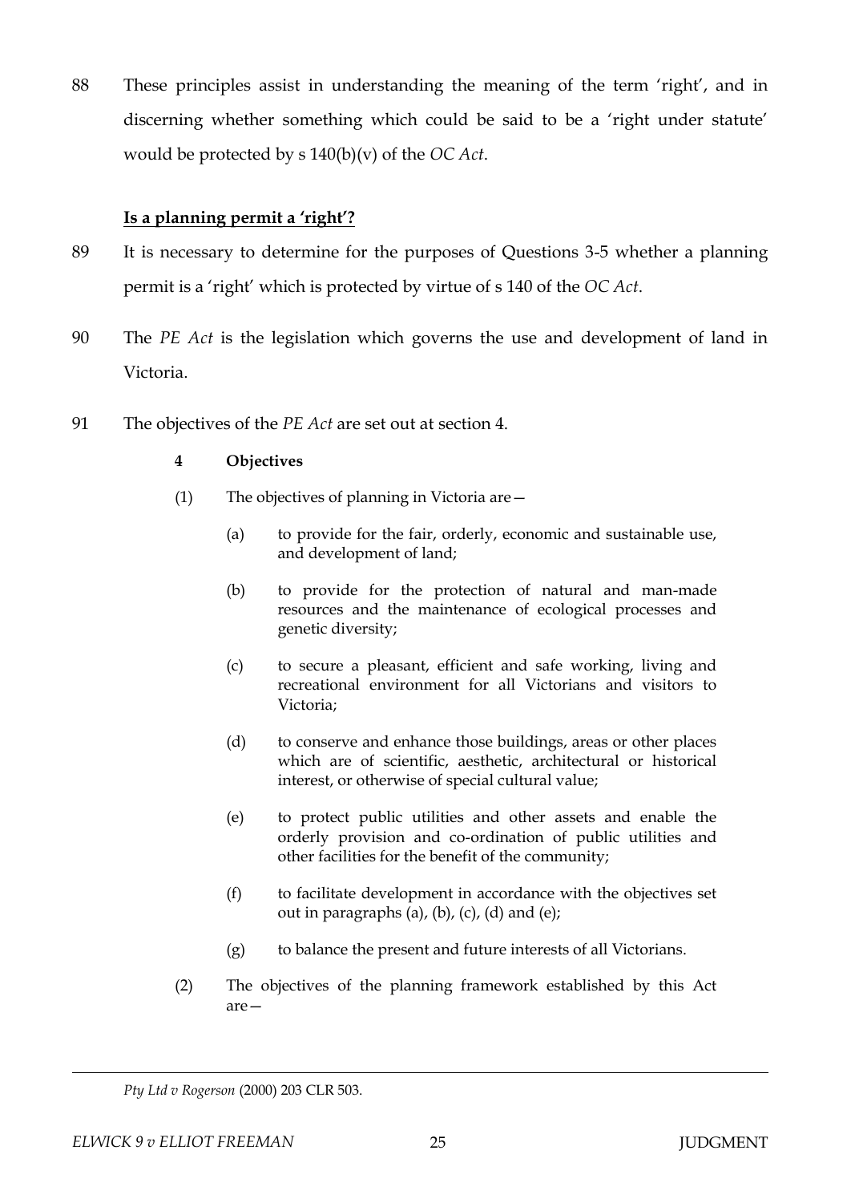88 These principles assist in understanding the meaning of the term 'right', and in discerning whether something which could be said to be a 'right under statute' would be protected by s 140(b)(v) of the *OC Act*.

**Is a planning permit a 'right'?**

89 It is necessary to determine for the purposes of Questions 3-5 whether a planning permit is a 'right' which is protected by virtue of s 140 of the *OC Act*.

90 The *PE Act* is the legislation which governs the use and development of land in Victoria.

91 The objectives of the *PE Act* are set out at section 4.

> **4 Objectives**
>
> (1) The objectives of planning in Victoria are—
>
> (a) to provide for the fair, orderly, economic and sustainable use, and development of land;
>
> (b) to provide for the protection of natural and man-made resources and the maintenance of ecological processes and genetic diversity;
>
> (c) to secure a pleasant, efficient and safe working, living and recreational environment for all Victorians and visitors to Victoria;
>
> (d) to conserve and enhance those buildings, areas or other places which are of scientific, aesthetic, architectural or historical interest, or otherwise of special cultural value;
>
> (e) to protect public utilities and other assets and enable the orderly provision and co-ordination of public utilities and other facilities for the benefit of the community;
>
> (f) to facilitate development in accordance with the objectives set out in paragraphs (a), (b), (c), (d) and (e);
>
> (g) to balance the present and future interests of all Victorians.
>
> (2) The objectives of the planning framework established by this Act are—

*Pty Ltd v Rogerson* (2000) 203 CLR 503.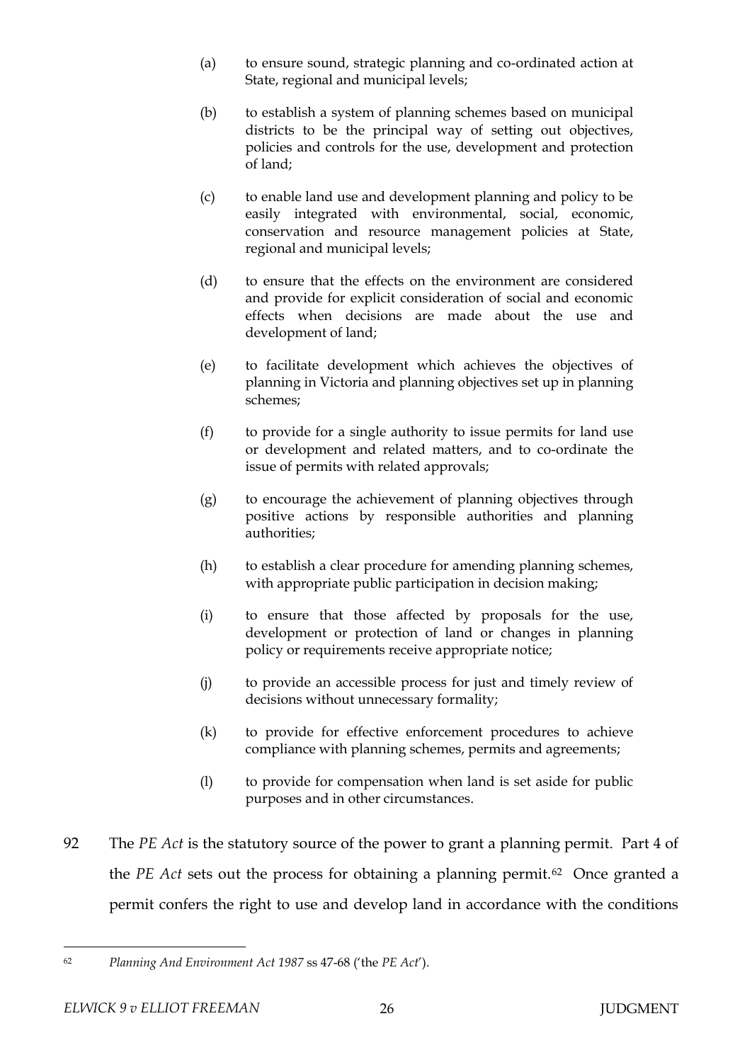(a) to ensure sound, strategic planning and co-ordinated action at State, regional and municipal levels;

(b) to establish a system of planning schemes based on municipal districts to be the principal way of setting out objectives, policies and controls for the use, development and protection of land;

(c) to enable land use and development planning and policy to be easily integrated with environmental, social, economic, conservation and resource management policies at State, regional and municipal levels;

(d) to ensure that the effects on the environment are considered and provide for explicit consideration of social and economic effects when decisions are made about the use and development of land;

(e) to facilitate development which achieves the objectives of planning in Victoria and planning objectives set up in planning schemes;

(f) to provide for a single authority to issue permits for land use or development and related matters, and to co-ordinate the issue of permits with related approvals;

(g) to encourage the achievement of planning objectives through positive actions by responsible authorities and planning authorities;

(h) to establish a clear procedure for amending planning schemes, with appropriate public participation in decision making;

(i) to ensure that those affected by proposals for the use, development or protection of land or changes in planning policy or requirements receive appropriate notice;

(j) to provide an accessible process for just and timely review of decisions without unnecessary formality;

(k) to provide for effective enforcement procedures to achieve compliance with planning schemes, permits and agreements;

(l) to provide for compensation when land is set aside for public purposes and in other circumstances.

92 The *PE Act* is the statutory source of the power to grant a planning permit. Part 4 of the *PE Act* sets out the process for obtaining a planning permit.[62] Once granted a permit confers the right to use and develop land in accordance with the conditions

---

[62] *Planning And Environment Act 1987* ss 47-68 ('the *PE Act*').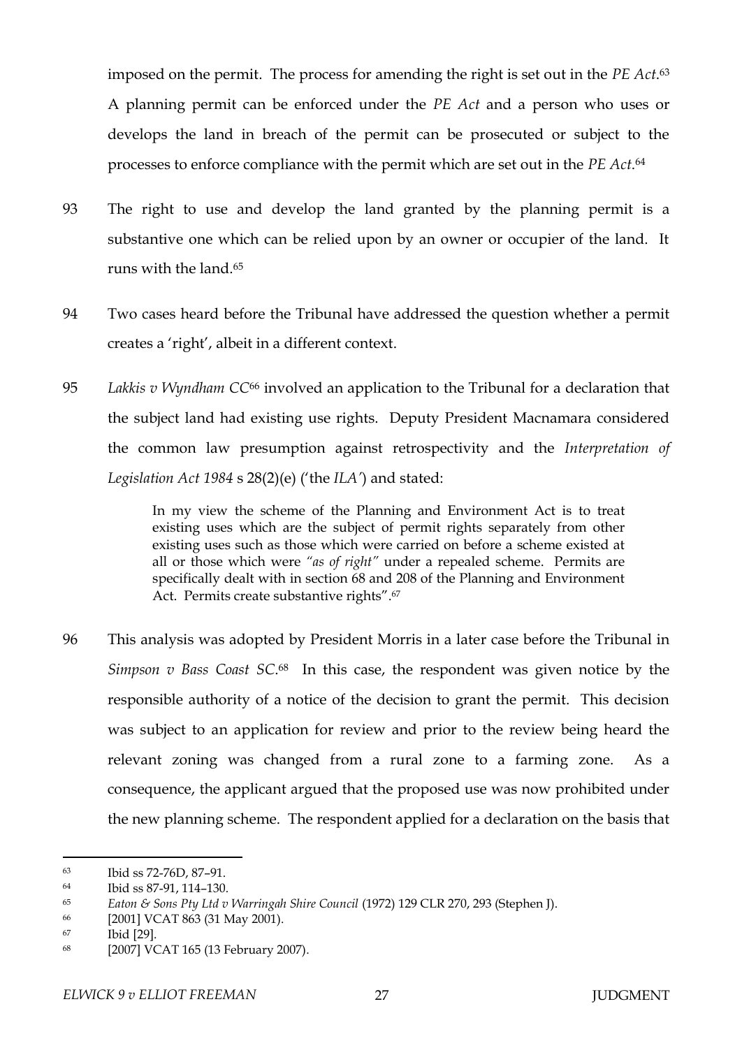imposed on the permit. The process for amending the right is set out in the *PE Act*.[63] A planning permit can be enforced under the *PE Act* and a person who uses or develops the land in breach of the permit can be prosecuted or subject to the processes to enforce compliance with the permit which are set out in the *PE Act*.[64]

93 The right to use and develop the land granted by the planning permit is a substantive one which can be relied upon by an owner or occupier of the land. It runs with the land.[65]

94 Two cases heard before the Tribunal have addressed the question whether a permit creates a 'right', albeit in a different context.

95 *Lakkis v Wyndham CC*[66] involved an application to the Tribunal for a declaration that the subject land had existing use rights. Deputy President Macnamara considered the common law presumption against retrospectivity and the *Interpretation of Legislation Act 1984* s 28(2)(e) ('the *ILA'*) and stated:

> In my view the scheme of the Planning and Environment Act is to treat existing uses which are the subject of permit rights separately from other existing uses such as those which were carried on before a scheme existed at all or those which were *"as of right"* under a repealed scheme. Permits are specifically dealt with in section 68 and 208 of the Planning and Environment Act. Permits create substantive rights".[67]

96 This analysis was adopted by President Morris in a later case before the Tribunal in *Simpson v Bass Coast SC*.[68] In this case, the respondent was given notice by the responsible authority of a notice of the decision to grant the permit. This decision was subject to an application for review and prior to the review being heard the relevant zoning was changed from a rural zone to a farming zone. As a consequence, the applicant argued that the proposed use was now prohibited under the new planning scheme. The respondent applied for a declaration on the basis that

---

63 Ibid ss 72-76D, 87–91.

64 Ibid ss 87-91, 114–130.

65 *Eaton & Sons Pty Ltd v Warringah Shire Council* (1972) 129 CLR 270, 293 (Stephen J).

66 [2001] VCAT 863 (31 May 2001).

67 Ibid [29].

68 [2007] VCAT 165 (13 February 2007).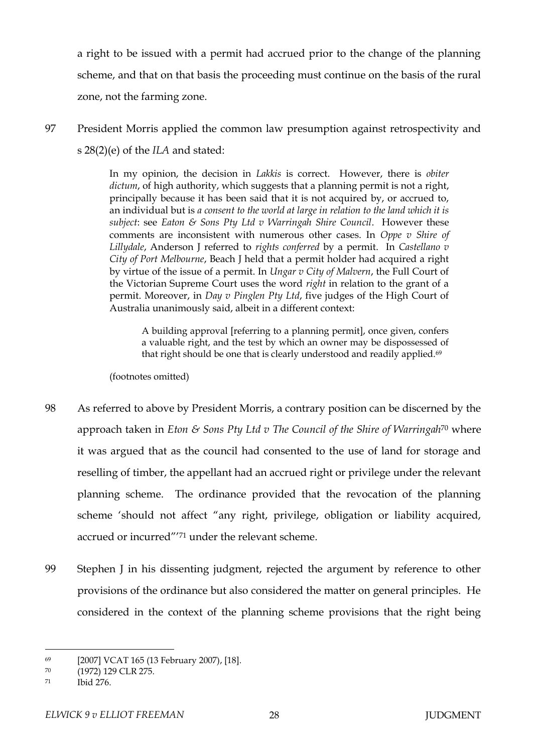a right to be issued with a permit had accrued prior to the change of the planning scheme, and that on that basis the proceeding must continue on the basis of the rural zone, not the farming zone.

97 President Morris applied the common law presumption against retrospectivity and s 28(2)(e) of the *ILA* and stated:

> In my opinion, the decision in *Lakkis* is correct. However, there is *obiter dictum*, of high authority, which suggests that a planning permit is not a right, principally because it has been said that it is not acquired by, or accrued to, an individual but is *a consent to the world at large in relation to the land which it is subject*: see *Eaton & Sons Pty Ltd v Warringah Shire Council*. However these comments are inconsistent with numerous other cases. In *Oppe v Shire of Lillydale*, Anderson J referred to *rights conferred* by a permit. In *Castellano v City of Port Melbourne*, Beach J held that a permit holder had acquired a right by virtue of the issue of a permit. In *Ungar v City of Malvern*, the Full Court of the Victorian Supreme Court uses the word *right* in relation to the grant of a permit. Moreover, in *Day v Pinglen Pty Ltd*, five judges of the High Court of Australia unanimously said, albeit in a different context:
>
> > A building approval [referring to a planning permit], once given, confers a valuable right, and the test by which an owner may be dispossessed of that right should be one that is clearly understood and readily applied.[69]
>
> (footnotes omitted)

98 As referred to above by President Morris, a contrary position can be discerned by the approach taken in *Eton & Sons Pty Ltd v The Council of the Shire of Warringah*[70] where it was argued that as the council had consented to the use of land for storage and reselling of timber, the appellant had an accrued right or privilege under the relevant planning scheme. The ordinance provided that the revocation of the planning scheme 'should not affect "any right, privilege, obligation or liability acquired, accrued or incurred"'[71] under the relevant scheme.

99 Stephen J in his dissenting judgment, rejected the argument by reference to other provisions of the ordinance but also considered the matter on general principles. He considered in the context of the planning scheme provisions that the right being

---

[69] [2007] VCAT 165 (13 February 2007), [18].

[70] (1972) 129 CLR 275.

[71] Ibid 276.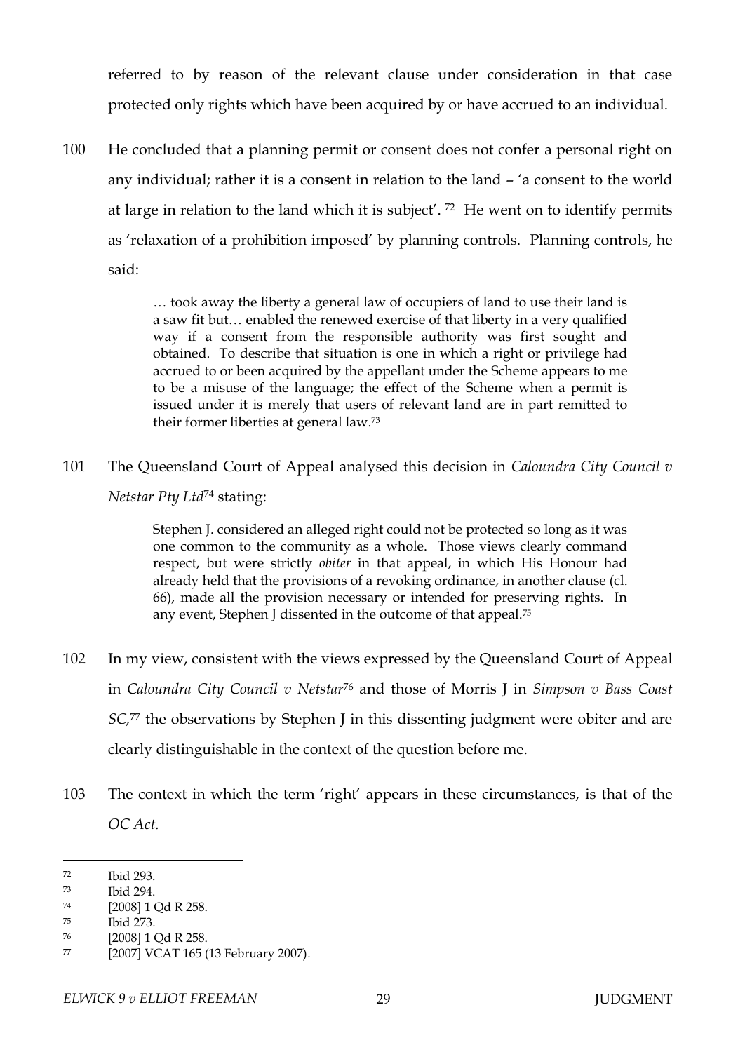referred to by reason of the relevant clause under consideration in that case protected only rights which have been acquired by or have accrued to an individual.

100 He concluded that a planning permit or consent does not confer a personal right on any individual; rather it is a consent in relation to the land – 'a consent to the world at large in relation to the land which it is subject'.[72] He went on to identify permits as 'relaxation of a prohibition imposed' by planning controls. Planning controls, he said:

> … took away the liberty a general law of occupiers of land to use their land is a saw fit but… enabled the renewed exercise of that liberty in a very qualified way if a consent from the responsible authority was first sought and obtained. To describe that situation is one in which a right or privilege had accrued to or been acquired by the appellant under the Scheme appears to me to be a misuse of the language; the effect of the Scheme when a permit is issued under it is merely that users of relevant land are in part remitted to their former liberties at general law.[73]

101 The Queensland Court of Appeal analysed this decision in *Caloundra City Council v Netstar Pty Ltd*[74] stating:

> Stephen J. considered an alleged right could not be protected so long as it was one common to the community as a whole. Those views clearly command respect, but were strictly *obiter* in that appeal, in which His Honour had already held that the provisions of a revoking ordinance, in another clause (cl. 66), made all the provision necessary or intended for preserving rights. In any event, Stephen J dissented in the outcome of that appeal.[75]

102 In my view, consistent with the views expressed by the Queensland Court of Appeal in *Caloundra City Council v Netstar*[76] and those of Morris J in *Simpson v Bass Coast SC*,[77] the observations by Stephen J in this dissenting judgment were obiter and are clearly distinguishable in the context of the question before me.

103 The context in which the term 'right' appears in these circumstances, is that of the *OC Act.*

---

[72] Ibid 293.

[73] Ibid 294.

[74] [2008] 1 Qd R 258.

[75] Ibid 273.

[76] [2008] 1 Qd R 258.

[77] [2007] VCAT 165 (13 February 2007).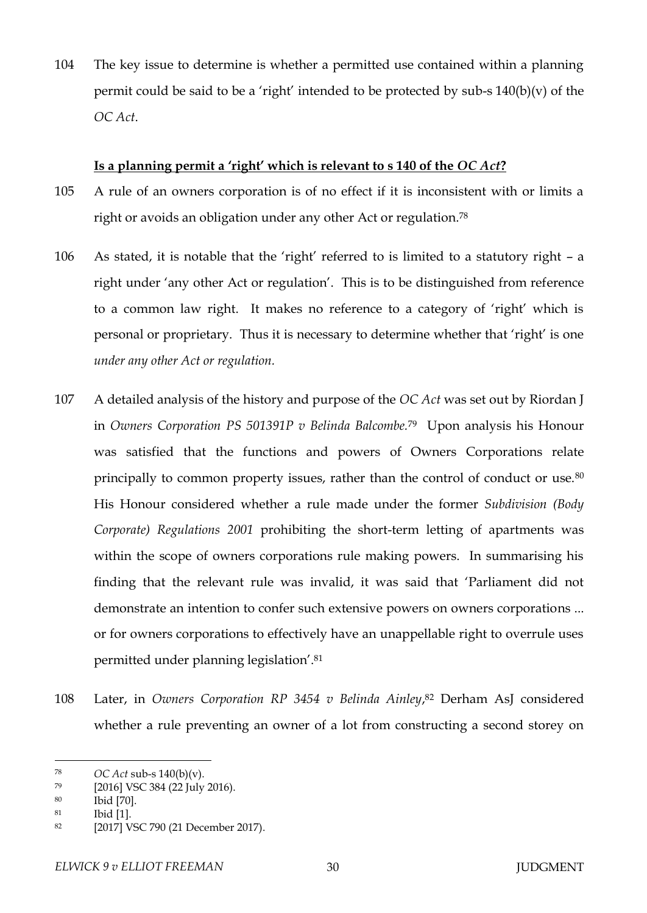104 The key issue to determine is whether a permitted use contained within a planning permit could be said to be a 'right' intended to be protected by sub-s 140(b)(v) of the *OC Act*.

**Is a planning permit a 'right' which is relevant to s 140 of the *OC Act*?**

105 A rule of an owners corporation is of no effect if it is inconsistent with or limits a right or avoids an obligation under any other Act or regulation.[78]

106 As stated, it is notable that the 'right' referred to is limited to a statutory right – a right under 'any other Act or regulation'. This is to be distinguished from reference to a common law right. It makes no reference to a category of 'right' which is personal or proprietary. Thus it is necessary to determine whether that 'right' is one *under any other Act or regulation.*

107 A detailed analysis of the history and purpose of the *OC Act* was set out by Riordan J in *Owners Corporation PS 501391P v Belinda Balcombe.*[79] Upon analysis his Honour was satisfied that the functions and powers of Owners Corporations relate principally to common property issues, rather than the control of conduct or use.[80] His Honour considered whether a rule made under the former *Subdivision (Body Corporate) Regulations 2001* prohibiting the short-term letting of apartments was within the scope of owners corporations rule making powers. In summarising his finding that the relevant rule was invalid, it was said that 'Parliament did not demonstrate an intention to confer such extensive powers on owners corporations ... or for owners corporations to effectively have an unappellable right to overrule uses permitted under planning legislation'.[81]

108 Later, in *Owners Corporation RP 3454 v Belinda Ainley*,[82] Derham AsJ considered whether a rule preventing an owner of a lot from constructing a second storey on

---

[78] *OC Act* sub-s 140(b)(v).

[79] [2016] VSC 384 (22 July 2016).

[80] Ibid [70].

[81] Ibid [1].

[82] [2017] VSC 790 (21 December 2017).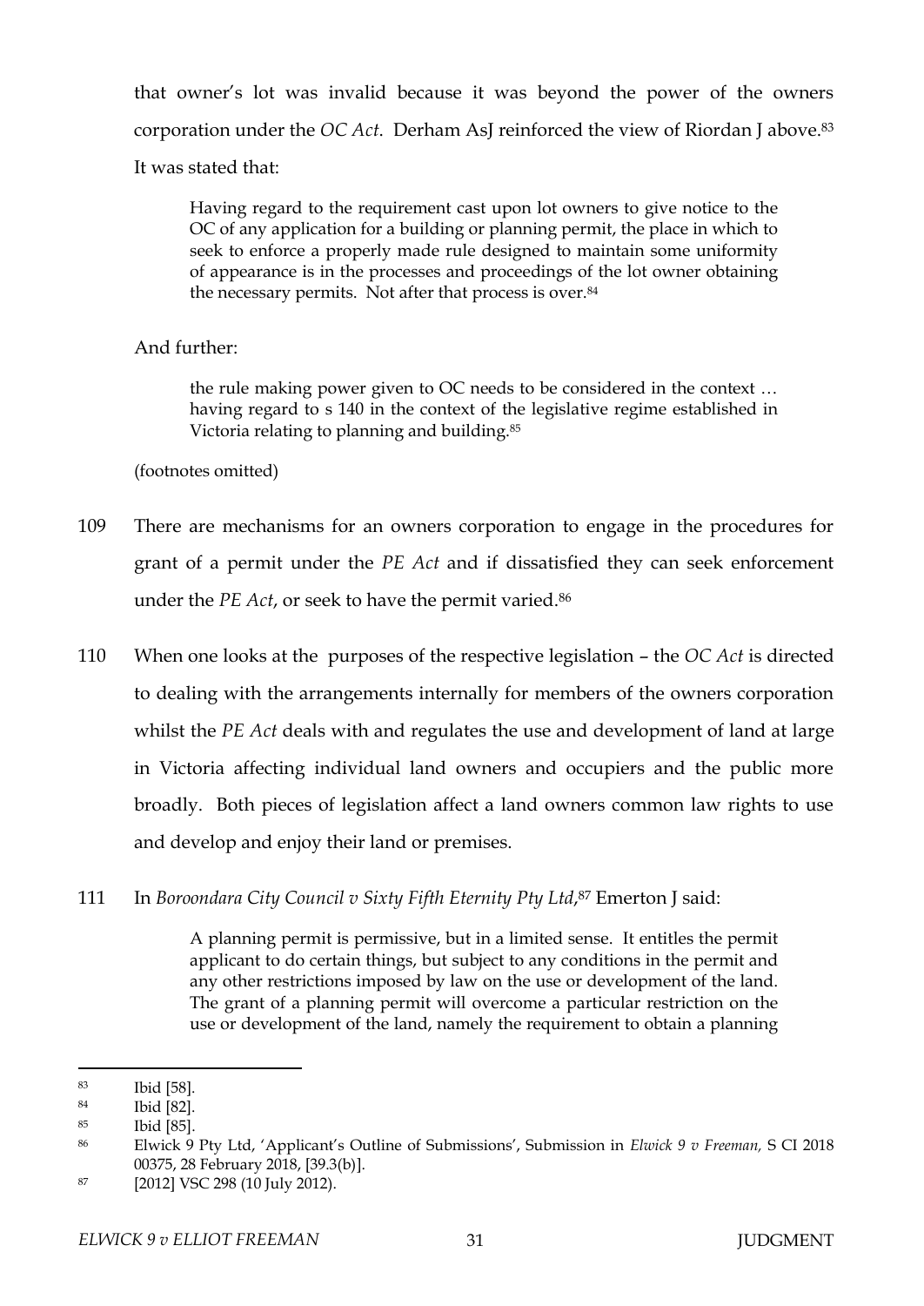that owner's lot was invalid because it was beyond the power of the owners corporation under the *OC Act*. Derham AsJ reinforced the view of Riordan J above.[83] It was stated that:

> Having regard to the requirement cast upon lot owners to give notice to the OC of any application for a building or planning permit, the place in which to seek to enforce a properly made rule designed to maintain some uniformity of appearance is in the processes and proceedings of the lot owner obtaining the necessary permits. Not after that process is over.[84]

And further:

> the rule making power given to OC needs to be considered in the context … having regard to s 140 in the context of the legislative regime established in Victoria relating to planning and building.[85]

(footnotes omitted)

109 There are mechanisms for an owners corporation to engage in the procedures for grant of a permit under the *PE Act* and if dissatisfied they can seek enforcement under the *PE Act*, or seek to have the permit varied.[86]

110 When one looks at the purposes of the respective legislation – the *OC Act* is directed to dealing with the arrangements internally for members of the owners corporation whilst the *PE Act* deals with and regulates the use and development of land at large in Victoria affecting individual land owners and occupiers and the public more broadly. Both pieces of legislation affect a land owners common law rights to use and develop and enjoy their land or premises.

111 In *Boroondara City Council v Sixty Fifth Eternity Pty Ltd*,[87] Emerton J said:

> A planning permit is permissive, but in a limited sense. It entitles the permit applicant to do certain things, but subject to any conditions in the permit and any other restrictions imposed by law on the use or development of the land. The grant of a planning permit will overcome a particular restriction on the use or development of the land, namely the requirement to obtain a planning

---

[83] Ibid [58].

[84] Ibid [82].

[85] Ibid [85].

[86] Elwick 9 Pty Ltd, 'Applicant's Outline of Submissions', Submission in *Elwick 9 v Freeman,* S CI 2018 00375, 28 February 2018, [39.3(b)].

[87] [2012] VSC 298 (10 July 2012).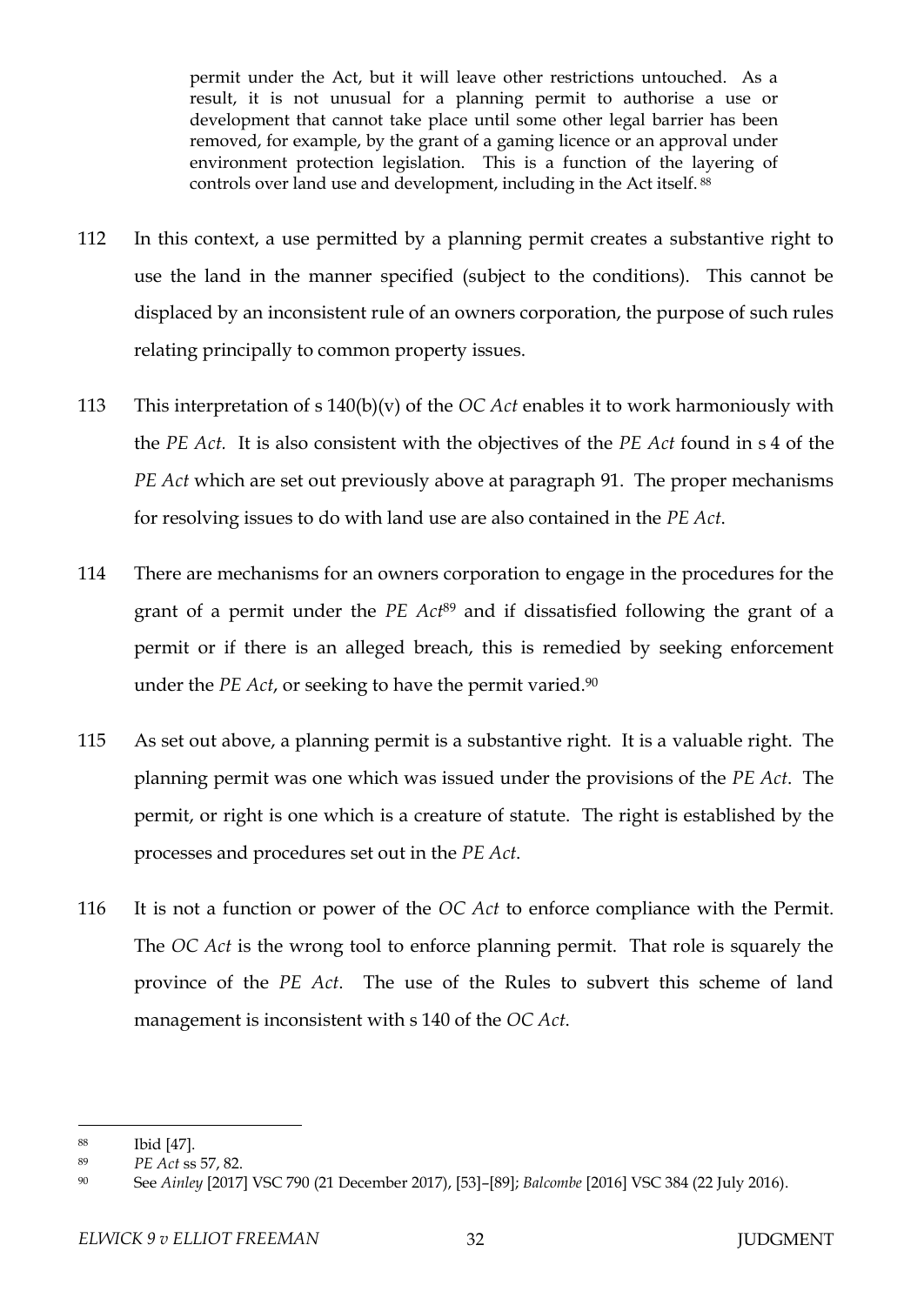> permit under the Act, but it will leave other restrictions untouched. As a result, it is not unusual for a planning permit to authorise a use or development that cannot take place until some other legal barrier has been removed, for example, by the grant of a gaming licence or an approval under environment protection legislation. This is a function of the layering of controls over land use and development, including in the Act itself.[88]

112 In this context, a use permitted by a planning permit creates a substantive right to use the land in the manner specified (subject to the conditions). This cannot be displaced by an inconsistent rule of an owners corporation, the purpose of such rules relating principally to common property issues.

113 This interpretation of s 140(b)(v) of the *OC Act* enables it to work harmoniously with the *PE Act*. It is also consistent with the objectives of the *PE Act* found in s 4 of the *PE Act* which are set out previously above at paragraph 91. The proper mechanisms for resolving issues to do with land use are also contained in the *PE Act*.

114 There are mechanisms for an owners corporation to engage in the procedures for the grant of a permit under the *PE Act*[89] and if dissatisfied following the grant of a permit or if there is an alleged breach, this is remedied by seeking enforcement under the *PE Act*, or seeking to have the permit varied.[90]

115 As set out above, a planning permit is a substantive right. It is a valuable right. The planning permit was one which was issued under the provisions of the *PE Act*. The permit, or right is one which is a creature of statute. The right is established by the processes and procedures set out in the *PE Act*.

116 It is not a function or power of the *OC Act* to enforce compliance with the Permit. The *OC Act* is the wrong tool to enforce planning permit. That role is squarely the province of the *PE Act*. The use of the Rules to subvert this scheme of land management is inconsistent with s 140 of the *OC Act*.

---

[88] Ibid [47].

[89] *PE Act* ss 57, 82.

[90] See *Ainley* [2017] VSC 790 (21 December 2017), [53]–[89]; *Balcombe* [2016] VSC 384 (22 July 2016).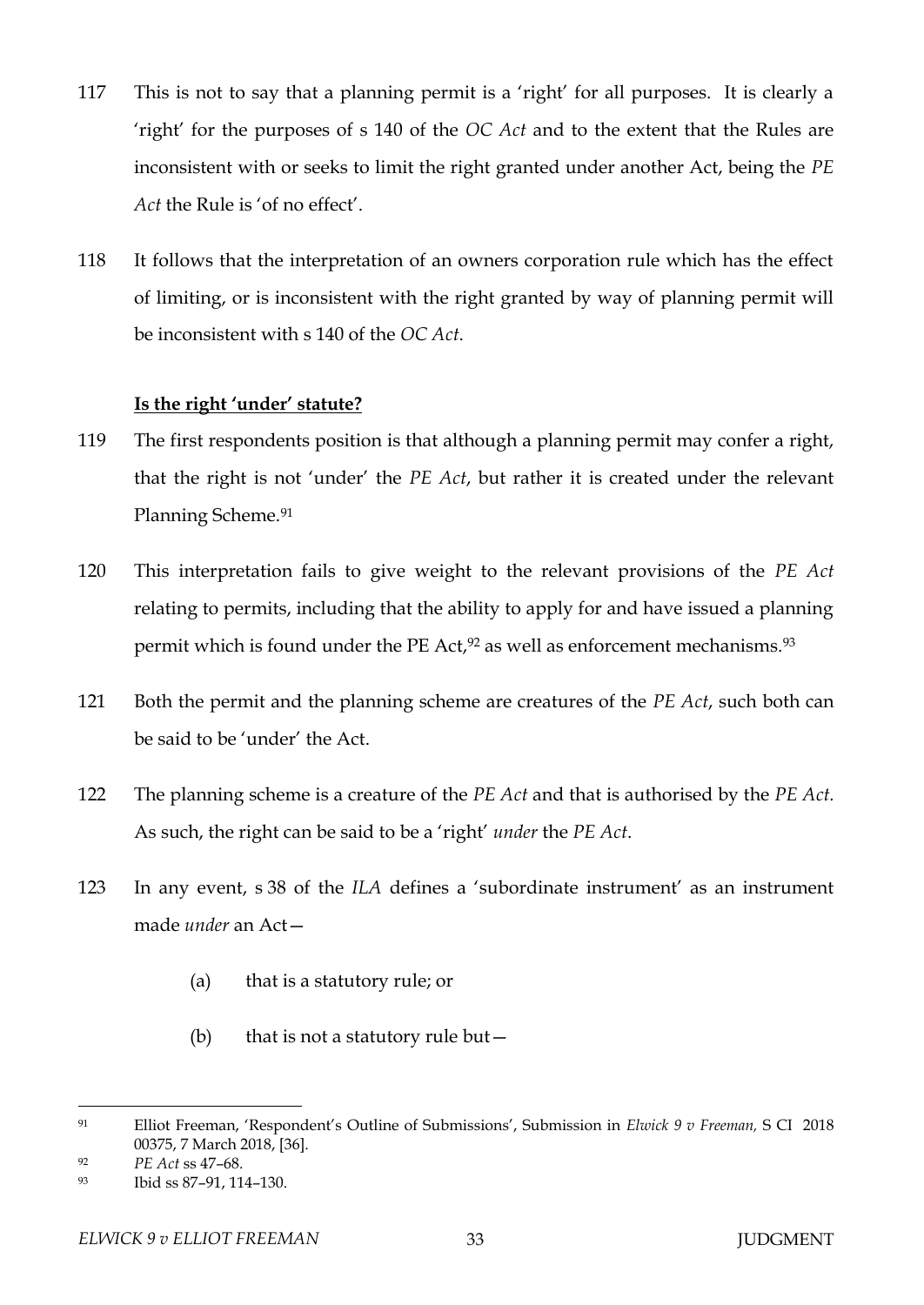117 This is not to say that a planning permit is a 'right' for all purposes. It is clearly a 'right' for the purposes of s 140 of the *OC Act* and to the extent that the Rules are inconsistent with or seeks to limit the right granted under another Act, being the *PE Act* the Rule is 'of no effect'.

118 It follows that the interpretation of an owners corporation rule which has the effect of limiting, or is inconsistent with the right granted by way of planning permit will be inconsistent with s 140 of the *OC Act*.

**Is the right 'under' statute?**

119 The first respondents position is that although a planning permit may confer a right, that the right is not 'under' the *PE Act*, but rather it is created under the relevant Planning Scheme.[91]

120 This interpretation fails to give weight to the relevant provisions of the *PE Act* relating to permits, including that the ability to apply for and have issued a planning permit which is found under the PE Act,[92] as well as enforcement mechanisms.[93]

121 Both the permit and the planning scheme are creatures of the *PE Act*, such both can be said to be 'under' the Act.

122 The planning scheme is a creature of the *PE Act* and that is authorised by the *PE Act.* As such, the right can be said to be a 'right' *under* the *PE Act*.

123 In any event, s 38 of the *ILA* defines a 'subordinate instrument' as an instrument made *under* an Act—

(a) that is a statutory rule; or

(b) that is not a statutory rule but—

---

91 Elliot Freeman, 'Respondent's Outline of Submissions', Submission in *Elwick 9 v Freeman*, S CI 2018 00375, 7 March 2018, [36].

92 *PE Act* ss 47–68.

93 Ibid ss 87–91, 114–130.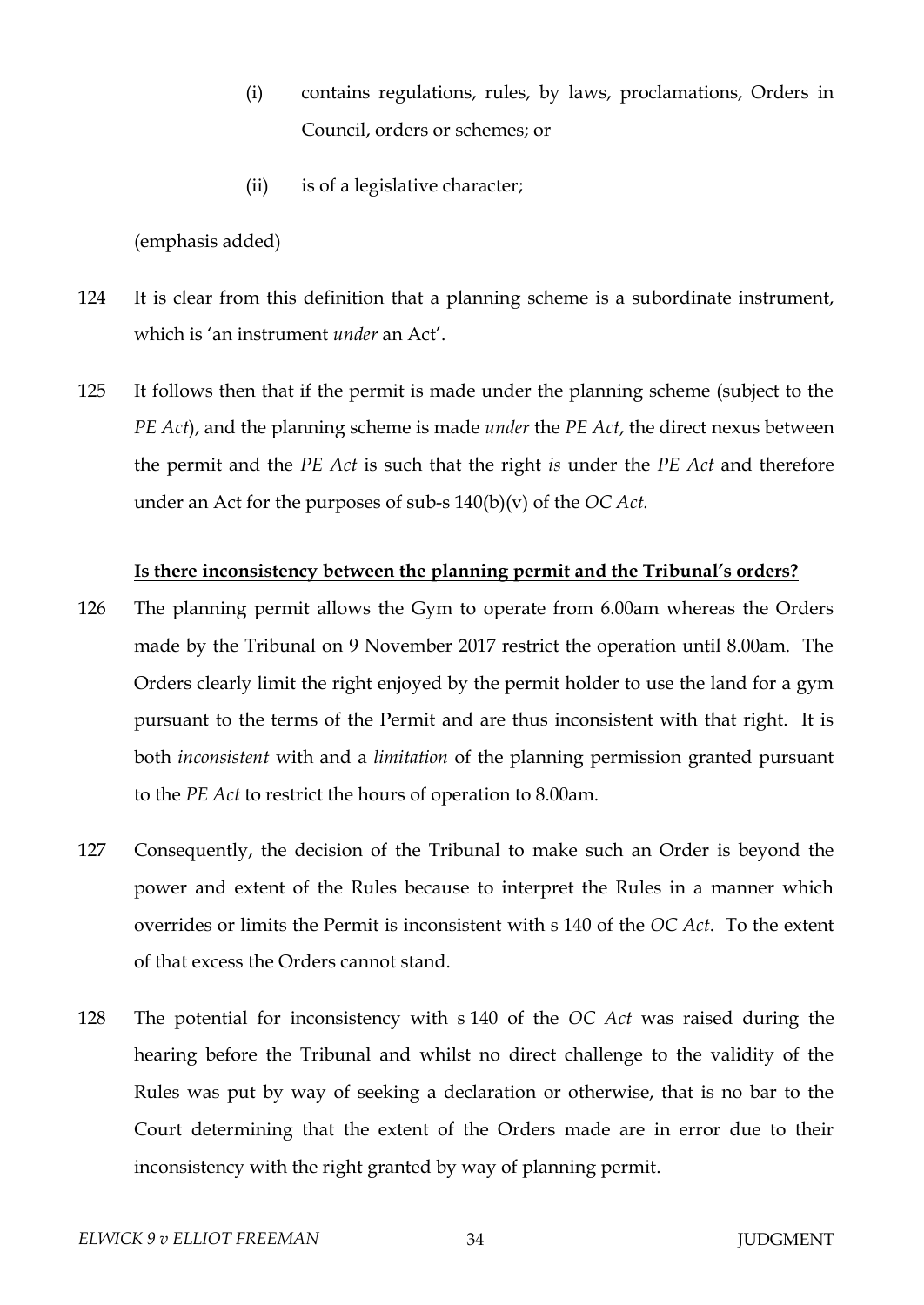(i) contains regulations, rules, by laws, proclamations, Orders in Council, orders or schemes; or

(ii) is of a legislative character;

(emphasis added)

124 It is clear from this definition that a planning scheme is a subordinate instrument, which is 'an instrument *under* an Act'.

125 It follows then that if the permit is made under the planning scheme (subject to the *PE Act*), and the planning scheme is made *under* the *PE Act*, the direct nexus between the permit and the *PE Act* is such that the right *is* under the *PE Act* and therefore under an Act for the purposes of sub-s 140(b)(v) of the *OC Act.*

**Is there inconsistency between the planning permit and the Tribunal's orders?**

126 The planning permit allows the Gym to operate from 6.00am whereas the Orders made by the Tribunal on 9 November 2017 restrict the operation until 8.00am. The Orders clearly limit the right enjoyed by the permit holder to use the land for a gym pursuant to the terms of the Permit and are thus inconsistent with that right. It is both *inconsistent* with and a *limitation* of the planning permission granted pursuant to the *PE Act* to restrict the hours of operation to 8.00am.

127 Consequently, the decision of the Tribunal to make such an Order is beyond the power and extent of the Rules because to interpret the Rules in a manner which overrides or limits the Permit is inconsistent with s 140 of the *OC Act*. To the extent of that excess the Orders cannot stand.

128 The potential for inconsistency with s 140 of the *OC Act* was raised during the hearing before the Tribunal and whilst no direct challenge to the validity of the Rules was put by way of seeking a declaration or otherwise, that is no bar to the Court determining that the extent of the Orders made are in error due to their inconsistency with the right granted by way of planning permit.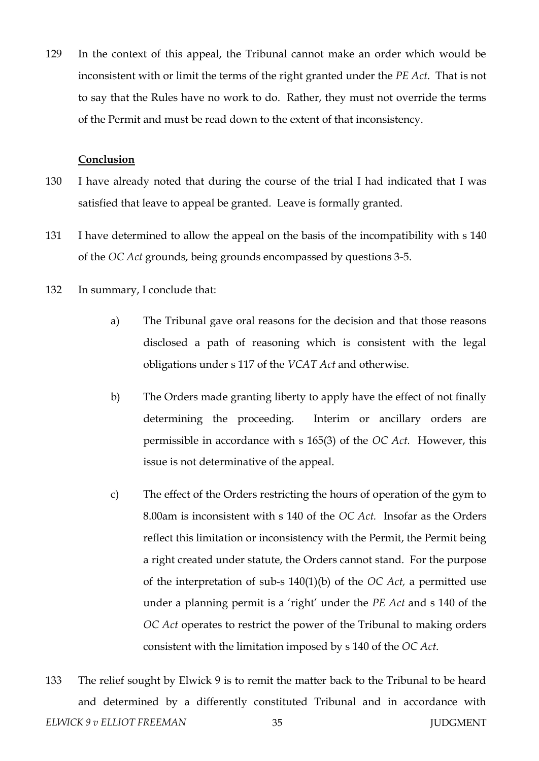129 In the context of this appeal, the Tribunal cannot make an order which would be inconsistent with or limit the terms of the right granted under the *PE Act*. That is not to say that the Rules have no work to do. Rather, they must not override the terms of the Permit and must be read down to the extent of that inconsistency.

**Conclusion**

130 I have already noted that during the course of the trial I had indicated that I was satisfied that leave to appeal be granted. Leave is formally granted.

131 I have determined to allow the appeal on the basis of the incompatibility with s 140 of the *OC Act* grounds, being grounds encompassed by questions 3-5.

132 In summary, I conclude that:

a) The Tribunal gave oral reasons for the decision and that those reasons disclosed a path of reasoning which is consistent with the legal obligations under s 117 of the *VCAT Act* and otherwise.

b) The Orders made granting liberty to apply have the effect of not finally determining the proceeding. Interim or ancillary orders are permissible in accordance with s 165(3) of the *OC Act.* However, this issue is not determinative of the appeal.

c) The effect of the Orders restricting the hours of operation of the gym to 8.00am is inconsistent with s 140 of the *OC Act.* Insofar as the Orders reflect this limitation or inconsistency with the Permit, the Permit being a right created under statute, the Orders cannot stand. For the purpose of the interpretation of sub-s 140(1)(b) of the *OC Act,* a permitted use under a planning permit is a 'right' under the *PE Act* and s 140 of the *OC Act* operates to restrict the power of the Tribunal to making orders consistent with the limitation imposed by s 140 of the *OC Act*.

133 The relief sought by Elwick 9 is to remit the matter back to the Tribunal to be heard and determined by a differently constituted Tribunal and in accordance with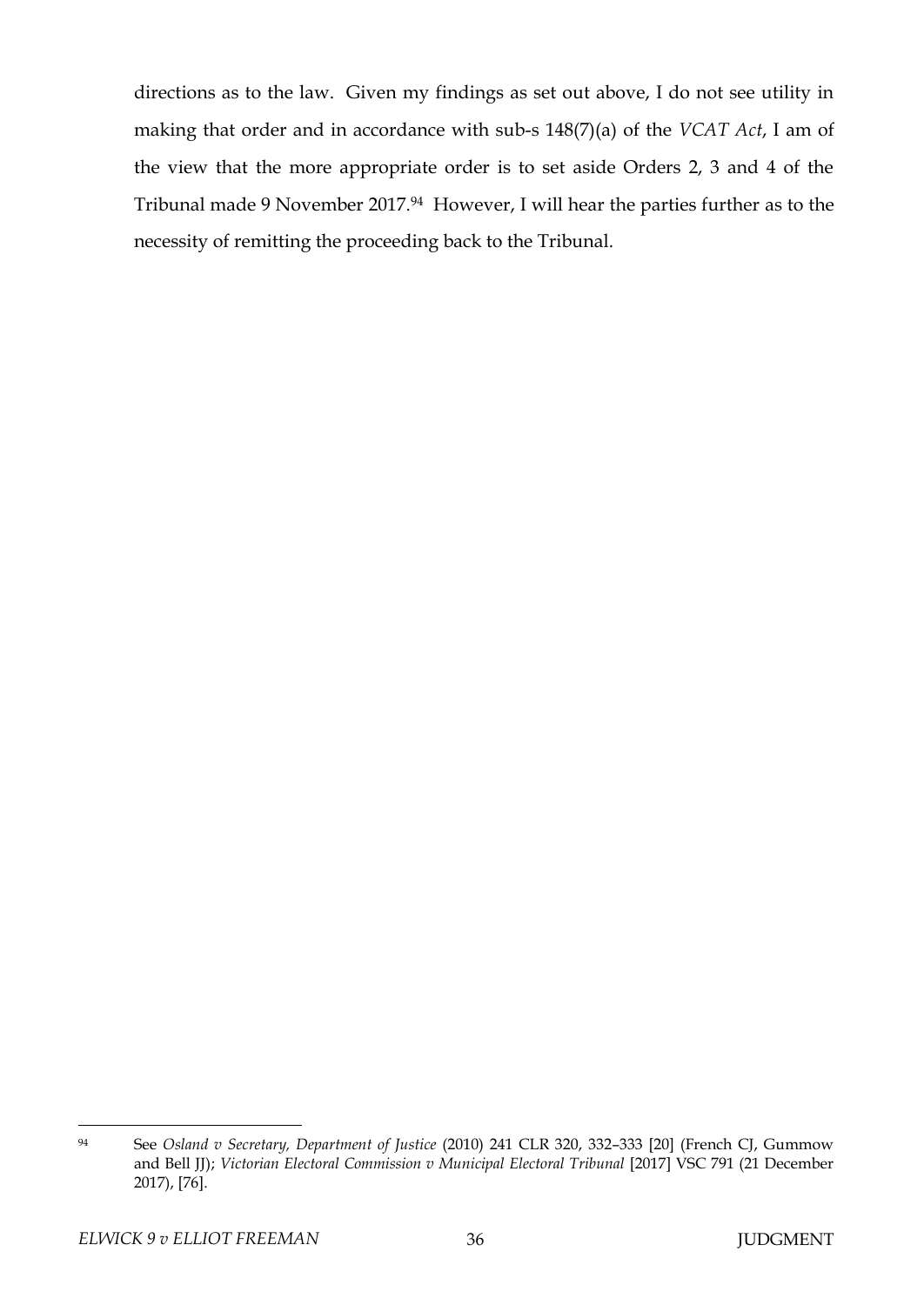directions as to the law. Given my findings as set out above, I do not see utility in making that order and in accordance with sub-s 148(7)(a) of the *VCAT Act*, I am of the view that the more appropriate order is to set aside Orders 2, 3 and 4 of the Tribunal made 9 November 2017.[94] However, I will hear the parties further as to the necessity of remitting the proceeding back to the Tribunal.

---

[94] See *Osland v Secretary, Department of Justice* (2010) 241 CLR 320, 332–333 [20] (French CJ, Gummow and Bell JJ); *Victorian Electoral Commission v Municipal Electoral Tribunal* [2017] VSC 791 (21 December 2017), [76].